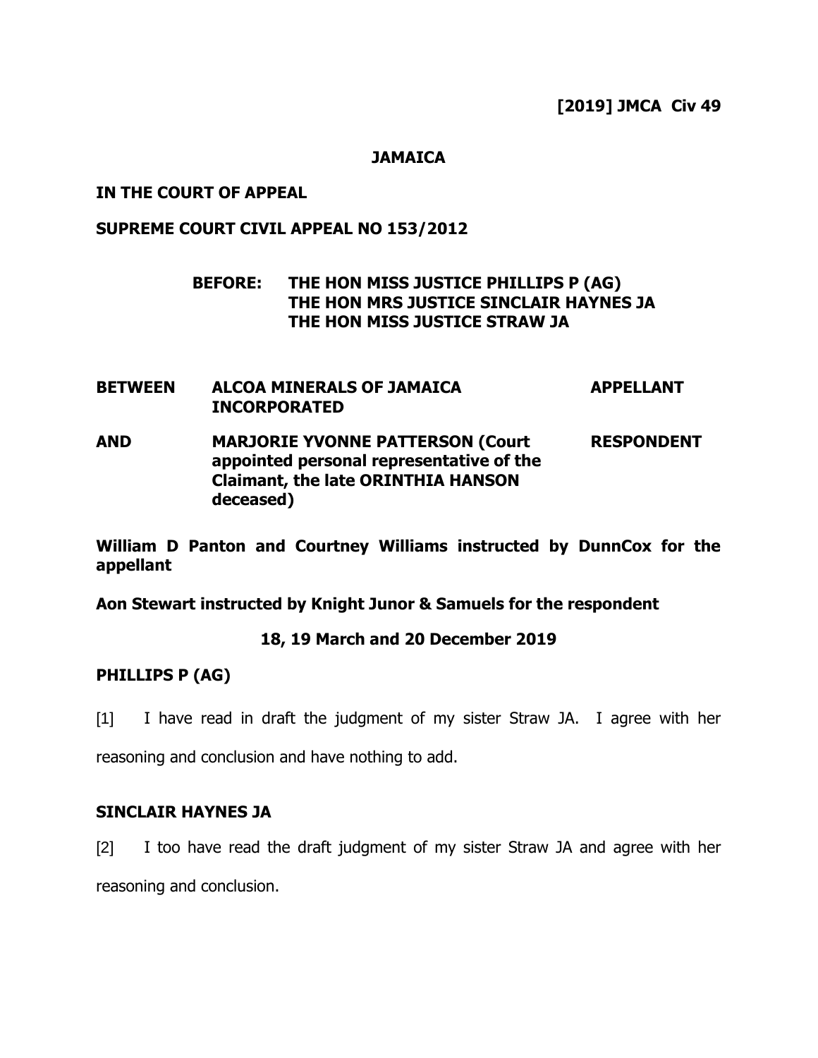**[2019] JMCA Civ 49**

**JAMAICA**

**IN THE COURT OF APPEAL**

**SUPREME COURT CIVIL APPEAL NO 153/2012**

**BEFORE: THE HON MISS JUSTICE PHILLIPS P (AG)**
**THE HON MRS JUSTICE SINCLAIR HAYNES JA**
**THE HON MISS JUSTICE STRAW JA**

| | | |
|---|---|---|
| **BETWEEN** | **ALCOA MINERALS OF JAMAICA INCORPORATED** | **APPELLANT** |
| **AND** | **MARJORIE YVONNE PATTERSON (Court appointed personal representative of the Claimant, the late ORINTHIA HANSON deceased)** | **RESPONDENT** |

**William D Panton and Courtney Williams instructed by DunnCox for the appellant**

**Aon Stewart instructed by Knight Junor & Samuels for the respondent**

**18, 19 March and 20 December 2019**

**PHILLIPS P (AG)**

[1] I have read in draft the judgment of my sister Straw JA. I agree with her reasoning and conclusion and have nothing to add.

**SINCLAIR HAYNES JA**

[2] I too have read the draft judgment of my sister Straw JA and agree with her reasoning and conclusion.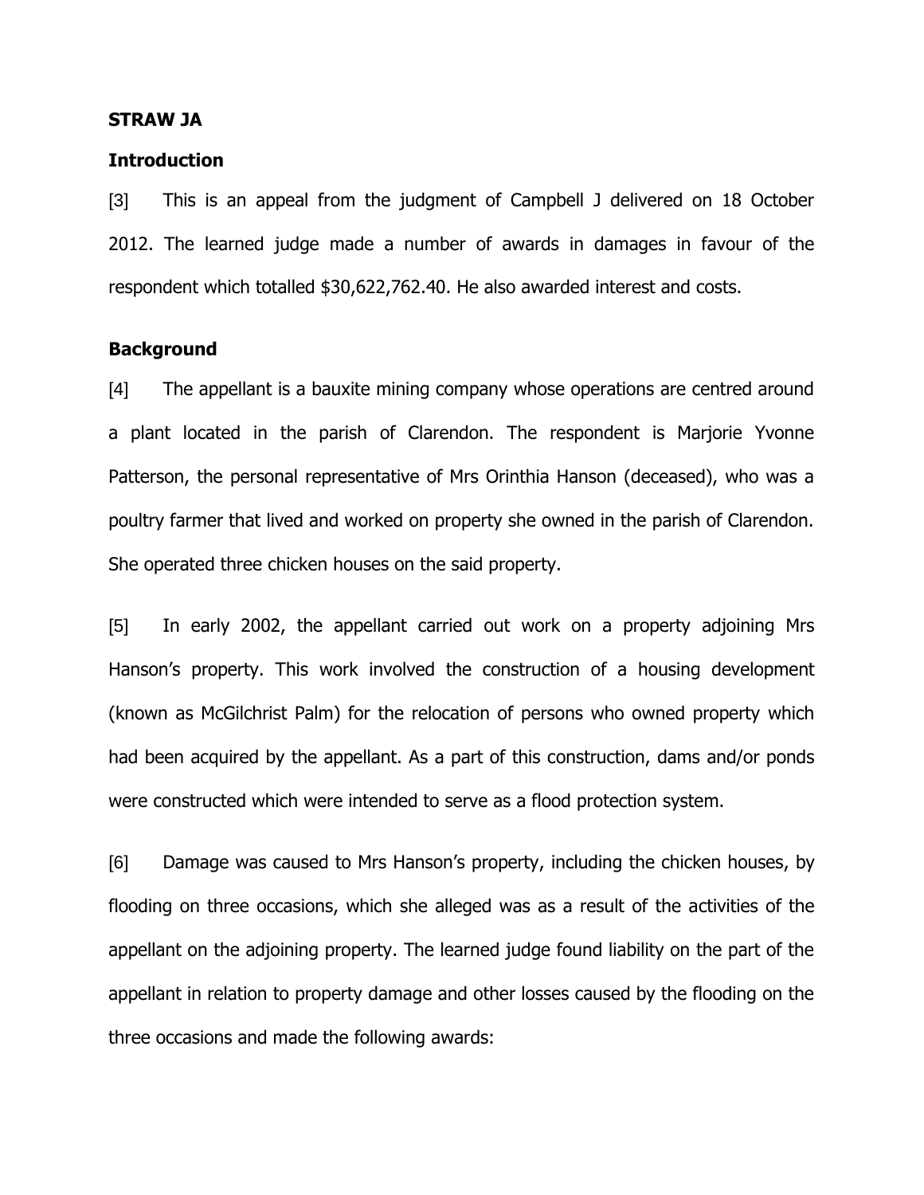**STRAW JA**

**Introduction**

[3] This is an appeal from the judgment of Campbell J delivered on 18 October 2012. The learned judge made a number of awards in damages in favour of the respondent which totalled $30,622,762.40. He also awarded interest and costs.

**Background**

[4] The appellant is a bauxite mining company whose operations are centred around a plant located in the parish of Clarendon. The respondent is Marjorie Yvonne Patterson, the personal representative of Mrs Orinthia Hanson (deceased), who was a poultry farmer that lived and worked on property she owned in the parish of Clarendon. She operated three chicken houses on the said property.

[5] In early 2002, the appellant carried out work on a property adjoining Mrs Hanson's property. This work involved the construction of a housing development (known as McGilchrist Palm) for the relocation of persons who owned property which had been acquired by the appellant. As a part of this construction, dams and/or ponds were constructed which were intended to serve as a flood protection system.

[6] Damage was caused to Mrs Hanson's property, including the chicken houses, by flooding on three occasions, which she alleged was as a result of the activities of the appellant on the adjoining property. The learned judge found liability on the part of the appellant in relation to property damage and other losses caused by the flooding on the three occasions and made the following awards: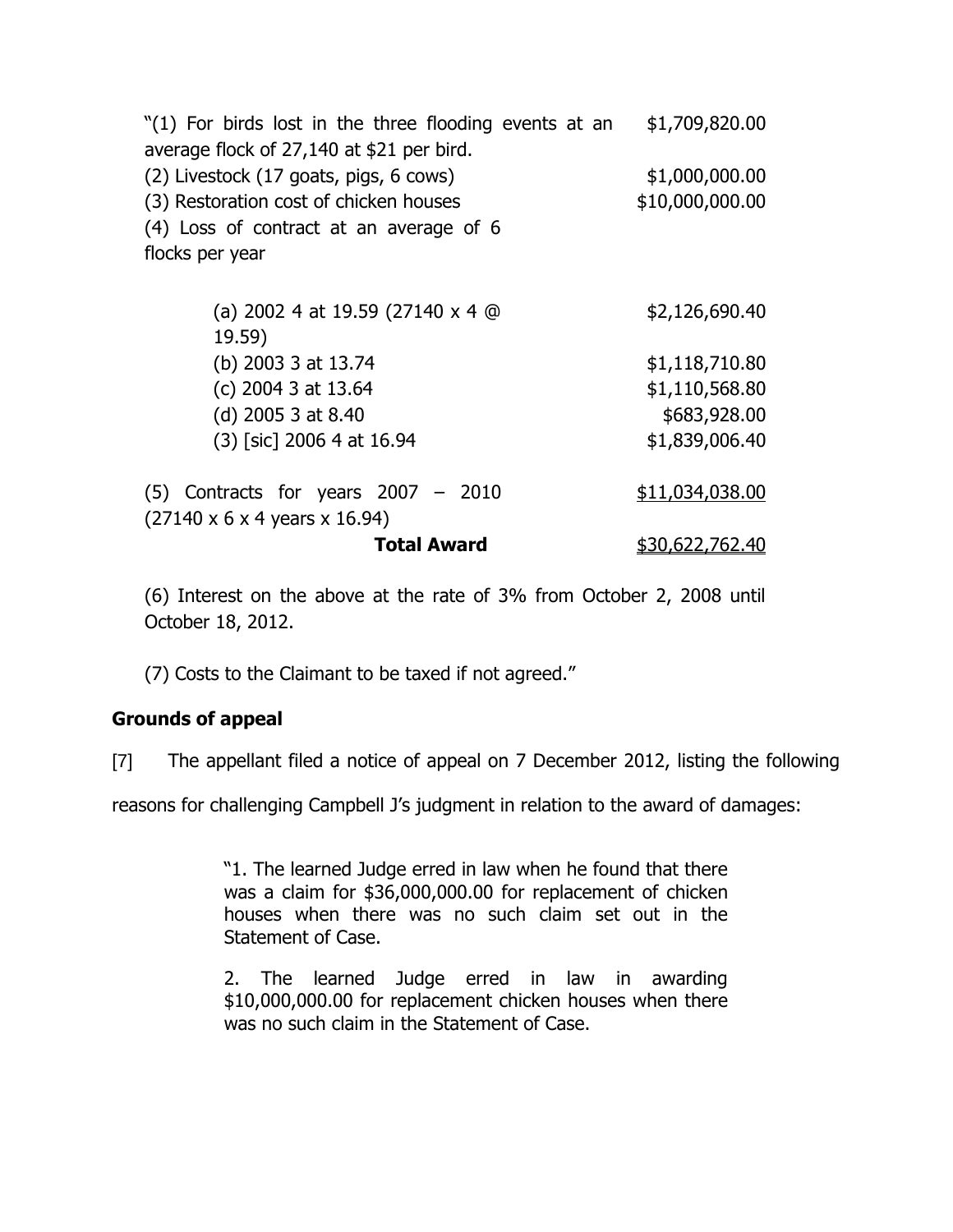| | |
|---|---|
| "(1) For birds lost in the three flooding events at an average flock of 27,140 at $21 per bird. | $1,709,820.00 |
| (2) Livestock (17 goats, pigs, 6 cows) | $1,000,000.00 |
| (3) Restoration cost of chicken houses | $10,000,000.00 |
| (4) Loss of contract at an average of 6 flocks per year | |
| (a) 2002 4 at 19.59 (27140 x 4 @ 19.59) | $2,126,690.40 |
| (b) 2003 3 at 13.74 | $1,118,710.80 |
| (c) 2004 3 at 13.64 | $1,110,568.80 |
| (d) 2005 3 at 8.40 | $683,928.00 |
| (3) [sic] 2006 4 at 16.94 | $1,839,006.40 |
| (5) Contracts for years 2007 – 2010 (27140 x 6 x 4 years x 16.94) | $11,034,038.00 |
| **Total Award** | $30,622,762.40 |

(6) Interest on the above at the rate of 3% from October 2, 2008 until October 18, 2012.

(7) Costs to the Claimant to be taxed if not agreed."

## Grounds of appeal

[7] The appellant filed a notice of appeal on 7 December 2012, listing the following reasons for challenging Campbell J's judgment in relation to the award of damages:

> "1. The learned Judge erred in law when he found that there was a claim for $36,000,000.00 for replacement of chicken houses when there was no such claim set out in the Statement of Case.
>
> 2. The learned Judge erred in law in awarding $10,000,000.00 for replacement chicken houses when there was no such claim in the Statement of Case.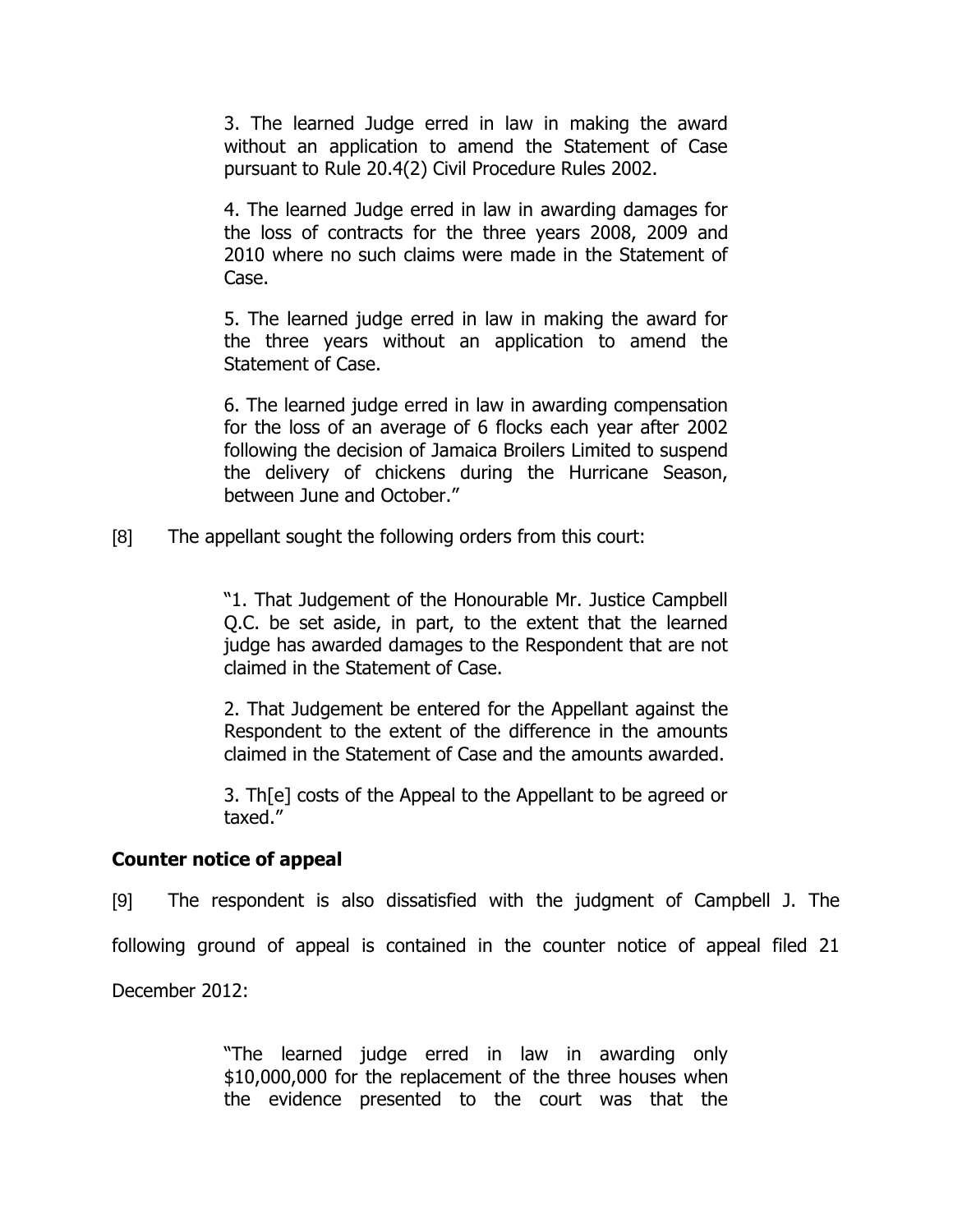> 3. The learned Judge erred in law in making the award without an application to amend the Statement of Case pursuant to Rule 20.4(2) Civil Procedure Rules 2002.
>
> 4. The learned Judge erred in law in awarding damages for the loss of contracts for the three years 2008, 2009 and 2010 where no such claims were made in the Statement of Case.
>
> 5. The learned judge erred in law in making the award for the three years without an application to amend the Statement of Case.
>
> 6. The learned judge erred in law in awarding compensation for the loss of an average of 6 flocks each year after 2002 following the decision of Jamaica Broilers Limited to suspend the delivery of chickens during the Hurricane Season, between June and October."

[8] The appellant sought the following orders from this court:

> "1. That Judgement of the Honourable Mr. Justice Campbell Q.C. be set aside, in part, to the extent that the learned judge has awarded damages to the Respondent that are not claimed in the Statement of Case.
>
> 2. That Judgement be entered for the Appellant against the Respondent to the extent of the difference in the amounts claimed in the Statement of Case and the amounts awarded.
>
> 3. Th[e] costs of the Appeal to the Appellant to be agreed or taxed."

**Counter notice of appeal**

[9] The respondent is also dissatisfied with the judgment of Campbell J. The following ground of appeal is contained in the counter notice of appeal filed 21 December 2012:

> "The learned judge erred in law in awarding only $10,000,000 for the replacement of the three houses when the evidence presented to the court was that the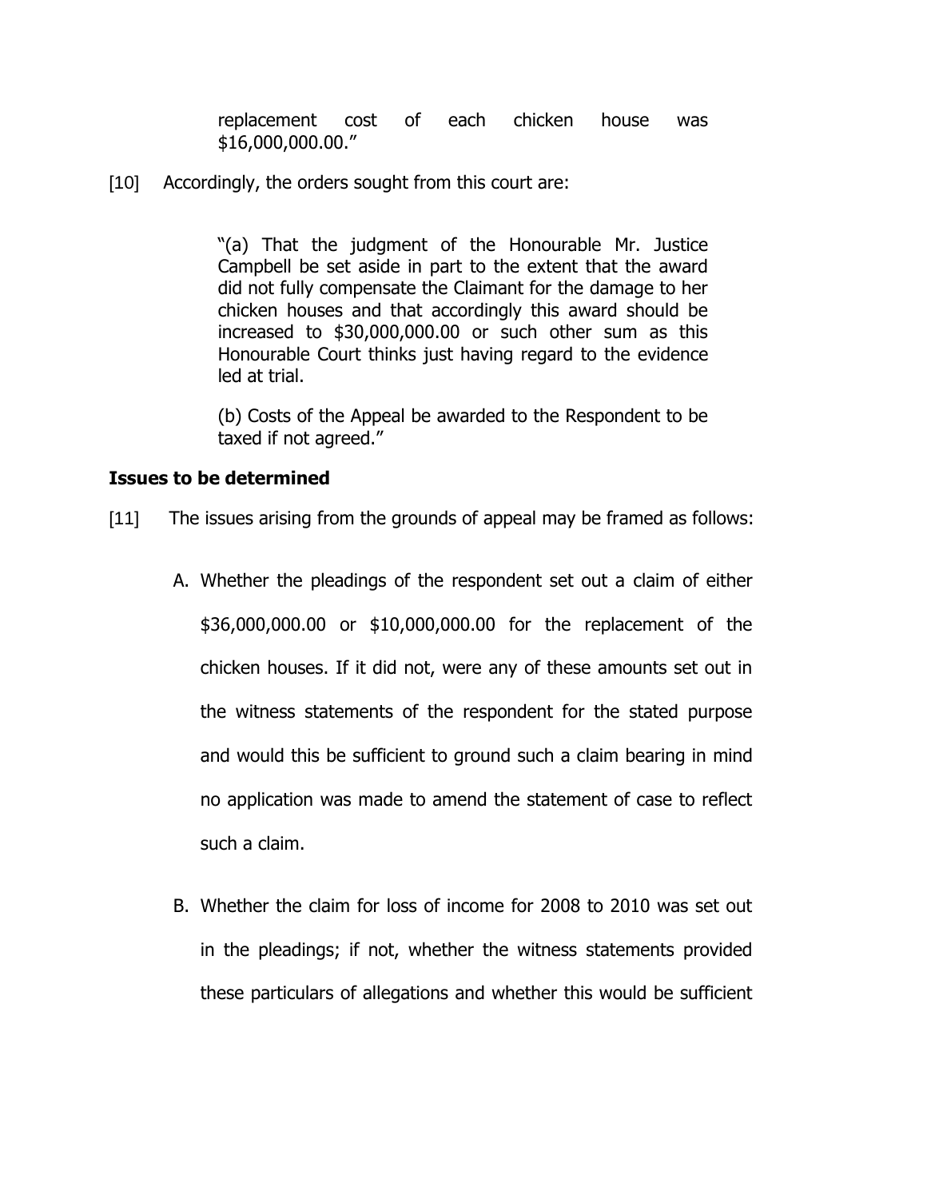replacement cost of each chicken house was $16,000,000.00."

[10] Accordingly, the orders sought from this court are:

> "(a) That the judgment of the Honourable Mr. Justice Campbell be set aside in part to the extent that the award did not fully compensate the Claimant for the damage to her chicken houses and that accordingly this award should be increased to $30,000,000.00 or such other sum as this Honourable Court thinks just having regard to the evidence led at trial.
>
> (b) Costs of the Appeal be awarded to the Respondent to be taxed if not agreed."

**Issues to be determined**

[11] The issues arising from the grounds of appeal may be framed as follows:

A. Whether the pleadings of the respondent set out a claim of either $36,000,000.00 or $10,000,000.00 for the replacement of the chicken houses. If it did not, were any of these amounts set out in the witness statements of the respondent for the stated purpose and would this be sufficient to ground such a claim bearing in mind no application was made to amend the statement of case to reflect such a claim.

B. Whether the claim for loss of income for 2008 to 2010 was set out in the pleadings; if not, whether the witness statements provided these particulars of allegations and whether this would be sufficient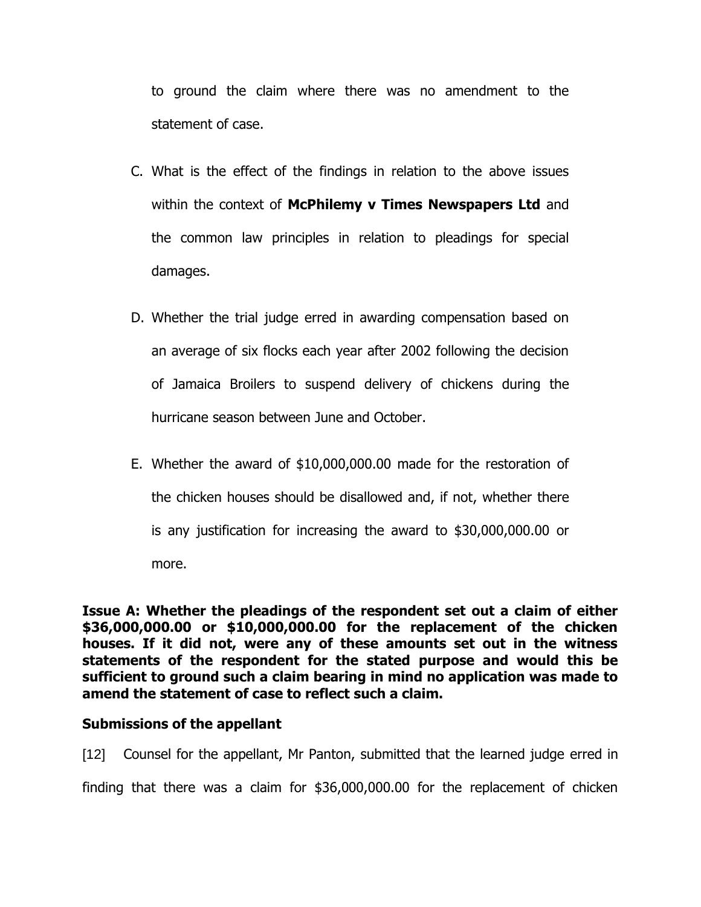to ground the claim where there was no amendment to the statement of case.

C. What is the effect of the findings in relation to the above issues within the context of **McPhilemy v Times Newspapers Ltd** and the common law principles in relation to pleadings for special damages.

D. Whether the trial judge erred in awarding compensation based on an average of six flocks each year after 2002 following the decision of Jamaica Broilers to suspend delivery of chickens during the hurricane season between June and October.

E. Whether the award of $10,000,000.00 made for the restoration of the chicken houses should be disallowed and, if not, whether there is any justification for increasing the award to $30,000,000.00 or more.

**Issue A: Whether the pleadings of the respondent set out a claim of either $36,000,000.00 or $10,000,000.00 for the replacement of the chicken houses. If it did not, were any of these amounts set out in the witness statements of the respondent for the stated purpose and would this be sufficient to ground such a claim bearing in mind no application was made to amend the statement of case to reflect such a claim.**

**Submissions of the appellant**

[12] Counsel for the appellant, Mr Panton, submitted that the learned judge erred in finding that there was a claim for $36,000,000.00 for the replacement of chicken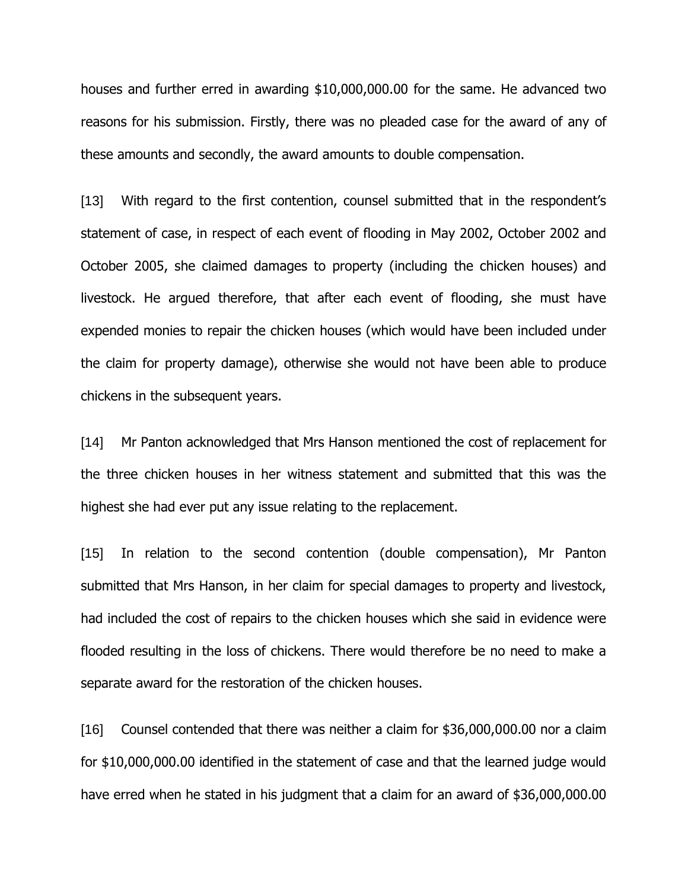houses and further erred in awarding $10,000,000.00 for the same. He advanced two reasons for his submission. Firstly, there was no pleaded case for the award of any of these amounts and secondly, the award amounts to double compensation.

[13] With regard to the first contention, counsel submitted that in the respondent's statement of case, in respect of each event of flooding in May 2002, October 2002 and October 2005, she claimed damages to property (including the chicken houses) and livestock. He argued therefore, that after each event of flooding, she must have expended monies to repair the chicken houses (which would have been included under the claim for property damage), otherwise she would not have been able to produce chickens in the subsequent years.

[14] Mr Panton acknowledged that Mrs Hanson mentioned the cost of replacement for the three chicken houses in her witness statement and submitted that this was the highest she had ever put any issue relating to the replacement.

[15] In relation to the second contention (double compensation), Mr Panton submitted that Mrs Hanson, in her claim for special damages to property and livestock, had included the cost of repairs to the chicken houses which she said in evidence were flooded resulting in the loss of chickens. There would therefore be no need to make a separate award for the restoration of the chicken houses.

[16] Counsel contended that there was neither a claim for $36,000,000.00 nor a claim for $10,000,000.00 identified in the statement of case and that the learned judge would have erred when he stated in his judgment that a claim for an award of $36,000,000.00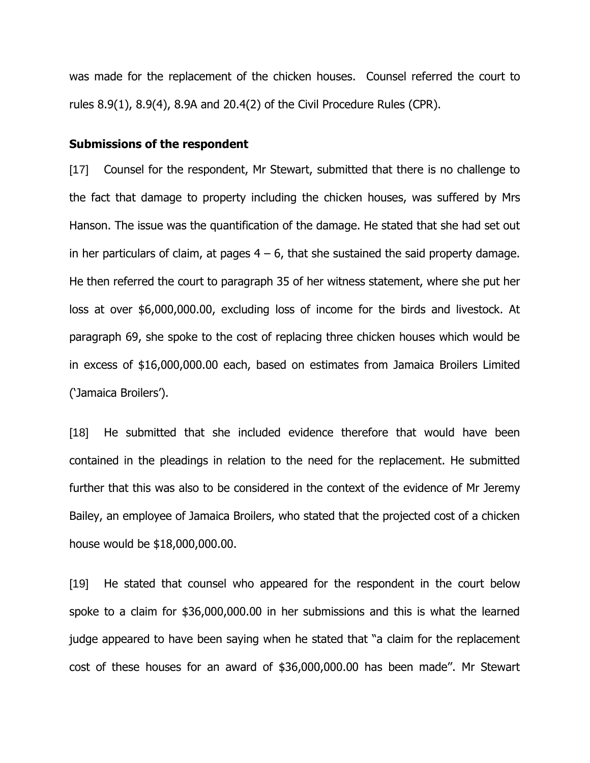was made for the replacement of the chicken houses. Counsel referred the court to rules 8.9(1), 8.9(4), 8.9A and 20.4(2) of the Civil Procedure Rules (CPR).

**Submissions of the respondent**

[17] Counsel for the respondent, Mr Stewart, submitted that there is no challenge to the fact that damage to property including the chicken houses, was suffered by Mrs Hanson. The issue was the quantification of the damage. He stated that she had set out in her particulars of claim, at pages 4 – 6, that she sustained the said property damage. He then referred the court to paragraph 35 of her witness statement, where she put her loss at over $6,000,000.00, excluding loss of income for the birds and livestock. At paragraph 69, she spoke to the cost of replacing three chicken houses which would be in excess of $16,000,000.00 each, based on estimates from Jamaica Broilers Limited ('Jamaica Broilers').

[18] He submitted that she included evidence therefore that would have been contained in the pleadings in relation to the need for the replacement. He submitted further that this was also to be considered in the context of the evidence of Mr Jeremy Bailey, an employee of Jamaica Broilers, who stated that the projected cost of a chicken house would be $18,000,000.00.

[19] He stated that counsel who appeared for the respondent in the court below spoke to a claim for $36,000,000.00 in her submissions and this is what the learned judge appeared to have been saying when he stated that "a claim for the replacement cost of these houses for an award of $36,000,000.00 has been made". Mr Stewart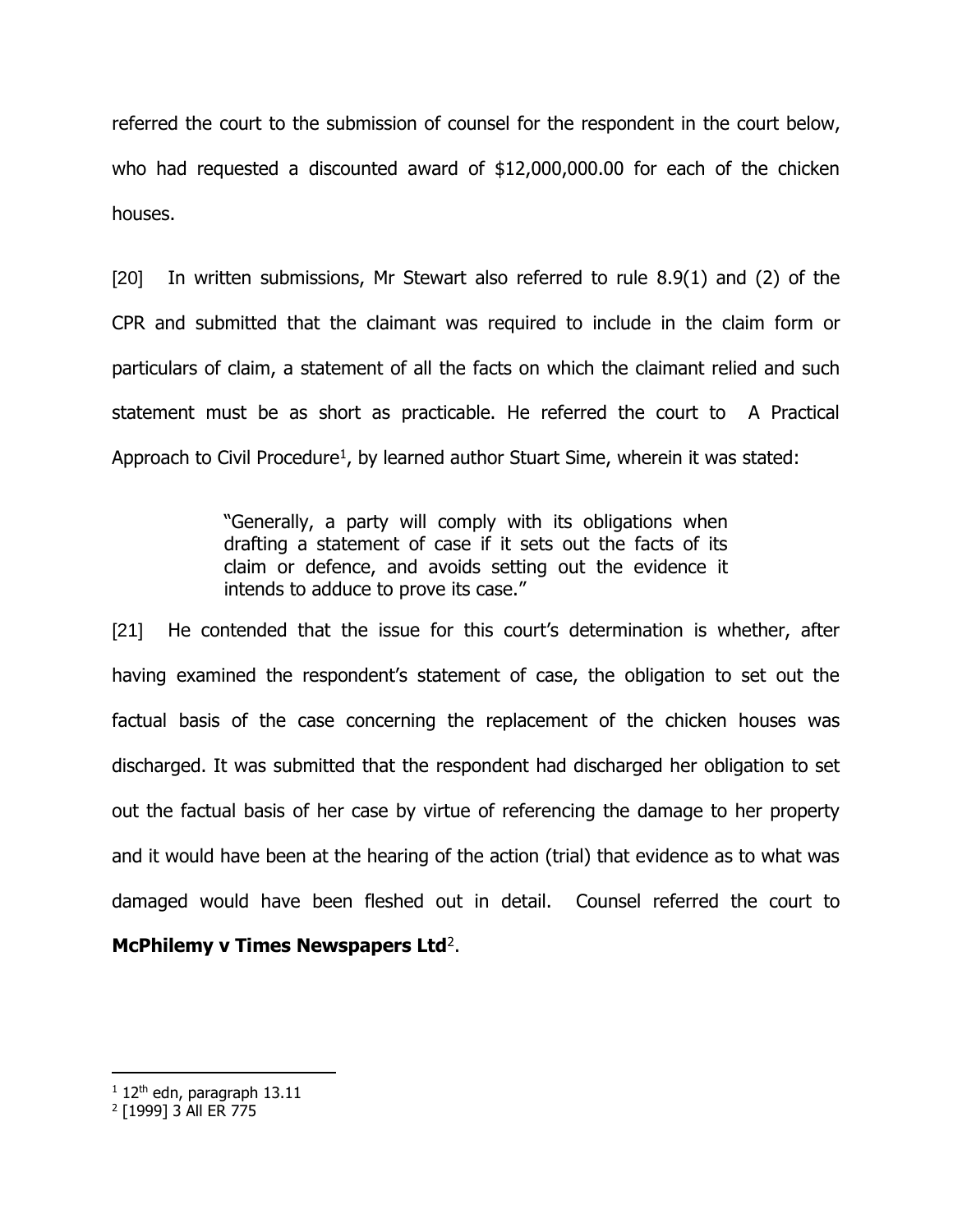referred the court to the submission of counsel for the respondent in the court below, who had requested a discounted award of $12,000,000.00 for each of the chicken houses.

[20] In written submissions, Mr Stewart also referred to rule 8.9(1) and (2) of the CPR and submitted that the claimant was required to include in the claim form or particulars of claim, a statement of all the facts on which the claimant relied and such statement must be as short as practicable. He referred the court to A Practical Approach to Civil Procedure[1], by learned author Stuart Sime, wherein it was stated:

> "Generally, a party will comply with its obligations when drafting a statement of case if it sets out the facts of its claim or defence, and avoids setting out the evidence it intends to adduce to prove its case."

[21] He contended that the issue for this court's determination is whether, after having examined the respondent's statement of case, the obligation to set out the factual basis of the case concerning the replacement of the chicken houses was discharged. It was submitted that the respondent had discharged her obligation to set out the factual basis of her case by virtue of referencing the damage to her property and it would have been at the hearing of the action (trial) that evidence as to what was damaged would have been fleshed out in detail. Counsel referred the court to **McPhilemy v Times Newspapers Ltd**[2].

---

[1] 12th edn, paragraph 13.11

[2] [1999] 3 All ER 775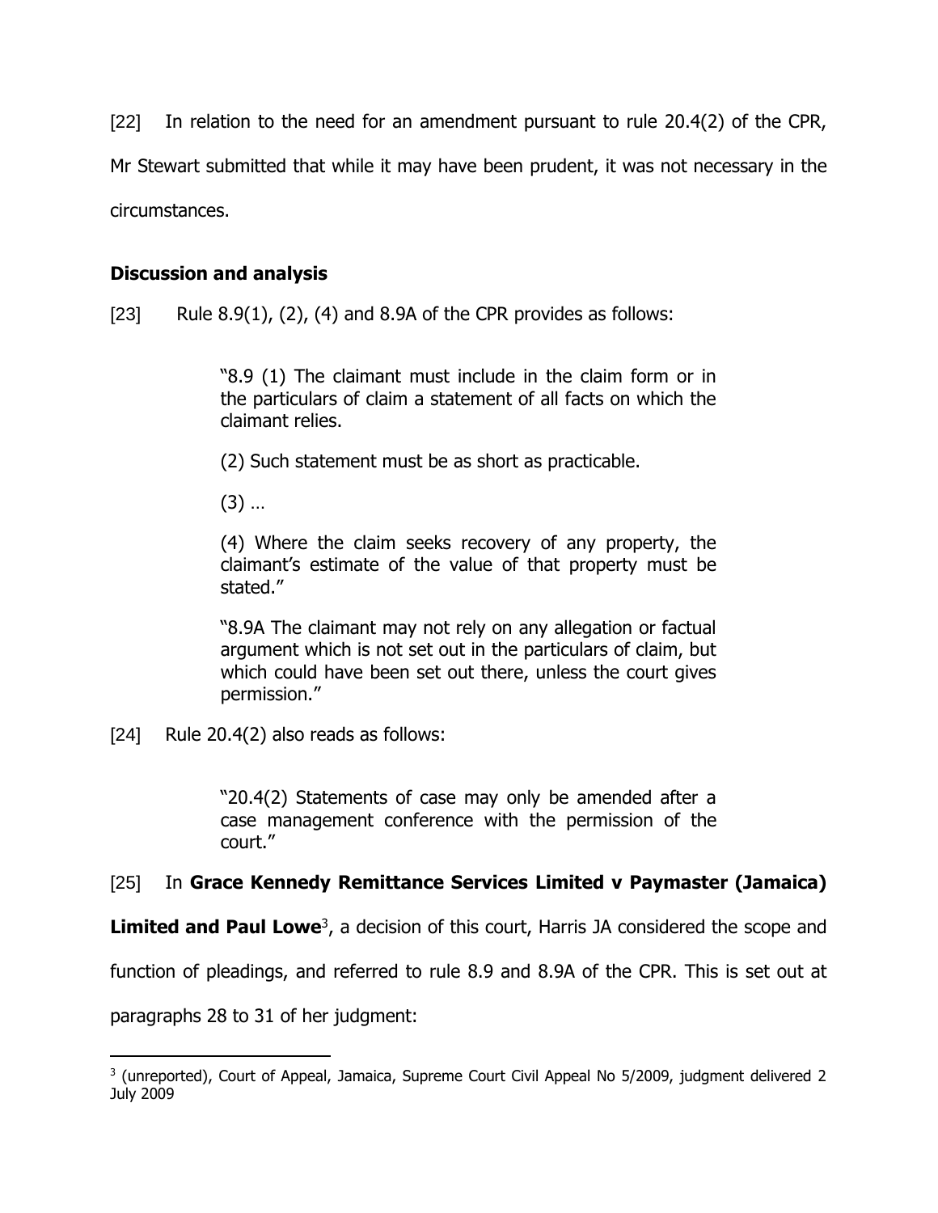[22] In relation to the need for an amendment pursuant to rule 20.4(2) of the CPR, Mr Stewart submitted that while it may have been prudent, it was not necessary in the circumstances.

## Discussion and analysis

[23] Rule 8.9(1), (2), (4) and 8.9A of the CPR provides as follows:

> "8.9 (1) The claimant must include in the claim form or in the particulars of claim a statement of all facts on which the claimant relies.
>
> (2) Such statement must be as short as practicable.
>
> (3) …
>
> (4) Where the claim seeks recovery of any property, the claimant's estimate of the value of that property must be stated."
>
> "8.9A The claimant may not rely on any allegation or factual argument which is not set out in the particulars of claim, but which could have been set out there, unless the court gives permission."

[24] Rule 20.4(2) also reads as follows:

> "20.4(2) Statements of case may only be amended after a case management conference with the permission of the court."

[25] In **Grace Kennedy Remittance Services Limited v Paymaster (Jamaica) Limited and Paul Lowe**[3], a decision of this court, Harris JA considered the scope and function of pleadings, and referred to rule 8.9 and 8.9A of the CPR. This is set out at paragraphs 28 to 31 of her judgment:

---

[3] (unreported), Court of Appeal, Jamaica, Supreme Court Civil Appeal No 5/2009, judgment delivered 2 July 2009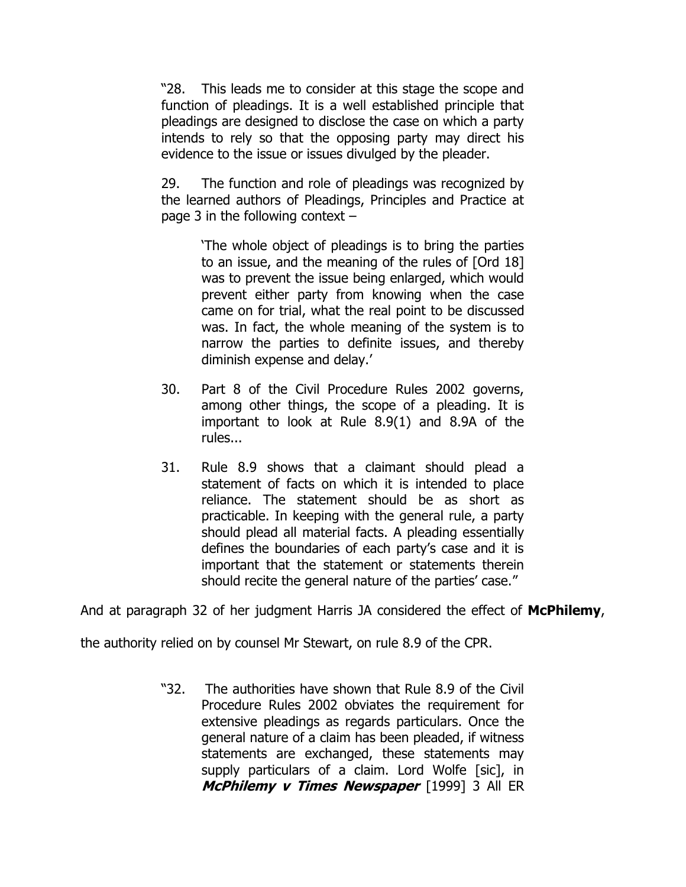> "28. This leads me to consider at this stage the scope and function of pleadings. It is a well established principle that pleadings are designed to disclose the case on which a party intends to rely so that the opposing party may direct his evidence to the issue or issues divulged by the pleader.
>
> 29. The function and role of pleadings was recognized by the learned authors of Pleadings, Principles and Practice at page 3 in the following context –
>
> > 'The whole object of pleadings is to bring the parties to an issue, and the meaning of the rules of [Ord 18] was to prevent the issue being enlarged, which would prevent either party from knowing when the case came on for trial, what the real point to be discussed was. In fact, the whole meaning of the system is to narrow the parties to definite issues, and thereby diminish expense and delay.'
>
> 30. Part 8 of the Civil Procedure Rules 2002 governs, among other things, the scope of a pleading. It is important to look at Rule 8.9(1) and 8.9A of the rules...
>
> 31. Rule 8.9 shows that a claimant should plead a statement of facts on which it is intended to place reliance. The statement should be as short as practicable. In keeping with the general rule, a party should plead all material facts. A pleading essentially defines the boundaries of each party's case and it is important that the statement or statements therein should recite the general nature of the parties' case."

And at paragraph 32 of her judgment Harris JA considered the effect of **McPhilemy**, the authority relied on by counsel Mr Stewart, on rule 8.9 of the CPR.

> "32. The authorities have shown that Rule 8.9 of the Civil Procedure Rules 2002 obviates the requirement for extensive pleadings as regards particulars. Once the general nature of a claim has been pleaded, if witness statements are exchanged, these statements may supply particulars of a claim. Lord Wolfe [sic], in ***McPhilemy v Times Newspaper*** [1999] 3 All ER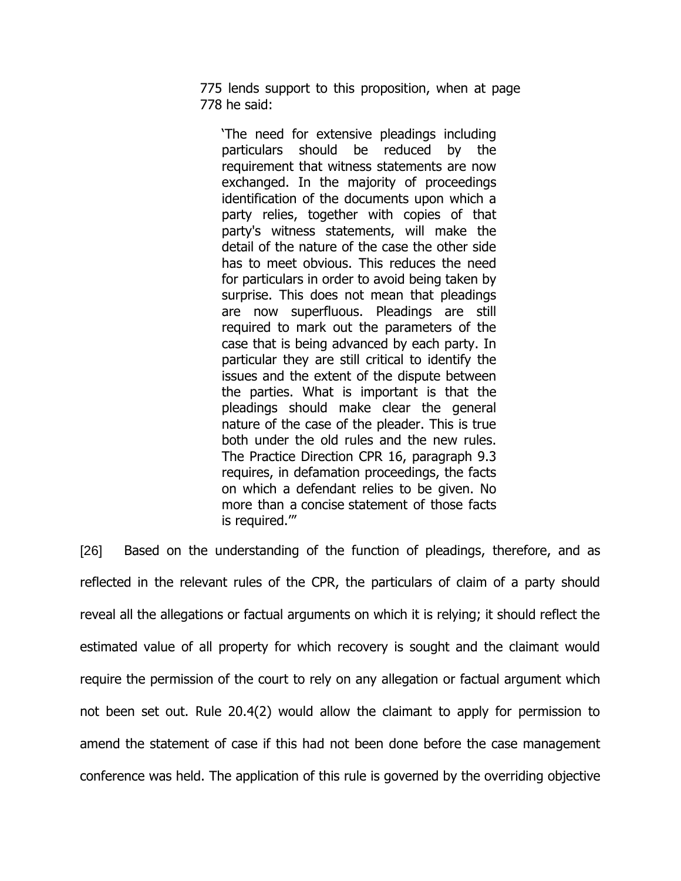775 lends support to this proposition, when at page 778 he said:

> 'The need for extensive pleadings including particulars should be reduced by the requirement that witness statements are now exchanged. In the majority of proceedings identification of the documents upon which a party relies, together with copies of that party's witness statements, will make the detail of the nature of the case the other side has to meet obvious. This reduces the need for particulars in order to avoid being taken by surprise. This does not mean that pleadings are now superfluous. Pleadings are still required to mark out the parameters of the case that is being advanced by each party. In particular they are still critical to identify the issues and the extent of the dispute between the parties. What is important is that the pleadings should make clear the general nature of the case of the pleader. This is true both under the old rules and the new rules. The Practice Direction CPR 16, paragraph 9.3 requires, in defamation proceedings, the facts on which a defendant relies to be given. No more than a concise statement of those facts is required.'"

[26] Based on the understanding of the function of pleadings, therefore, and as reflected in the relevant rules of the CPR, the particulars of claim of a party should reveal all the allegations or factual arguments on which it is relying; it should reflect the estimated value of all property for which recovery is sought and the claimant would require the permission of the court to rely on any allegation or factual argument which not been set out. Rule 20.4(2) would allow the claimant to apply for permission to amend the statement of case if this had not been done before the case management conference was held. The application of this rule is governed by the overriding objective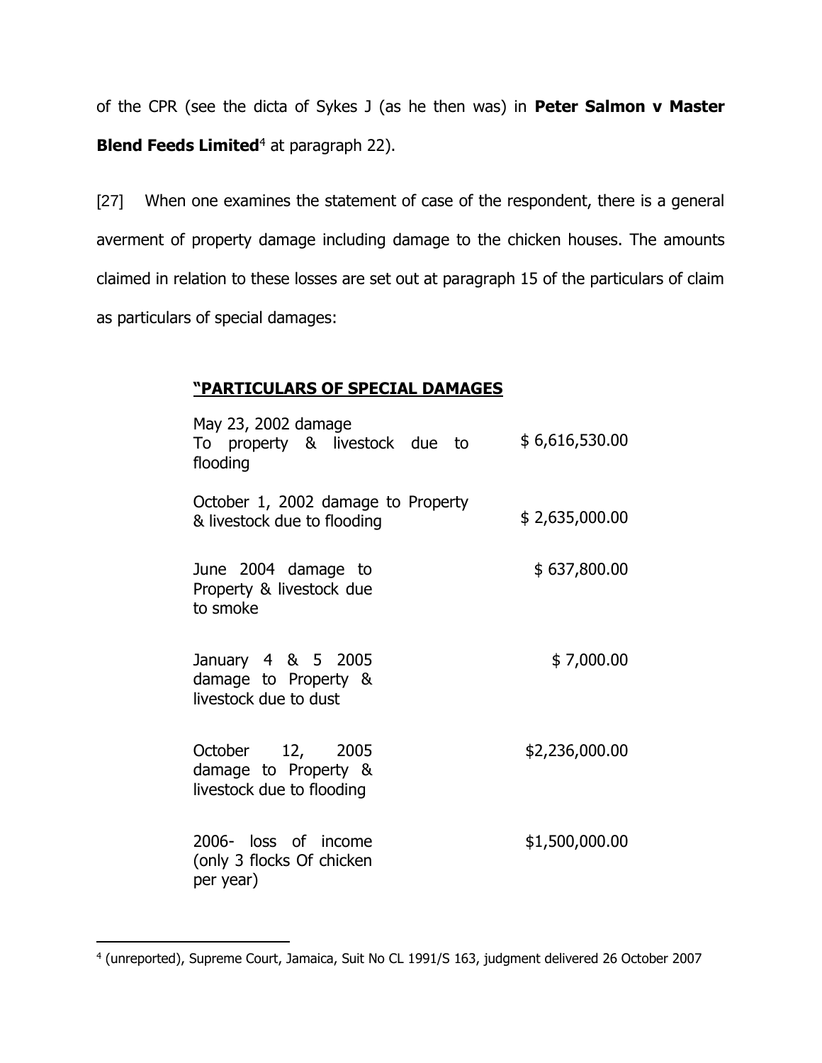of the CPR (see the dicta of Sykes J (as he then was) in **Peter Salmon v Master Blend Feeds Limited**[4] at paragraph 22).

[27] When one examines the statement of case of the respondent, there is a general averment of property damage including damage to the chicken houses. The amounts claimed in relation to these losses are set out at paragraph 15 of the particulars of claim as particulars of special damages:

**"PARTICULARS OF SPECIAL DAMAGES**

| | |
|---|---|
| May 23, 2002 damage To property & livestock due to flooding | $ 6,616,530.00 |
| October 1, 2002 damage to Property & livestock due to flooding | $ 2,635,000.00 |
| June 2004 damage to Property & livestock due to smoke | $ 637,800.00 |
| January 4 & 5 2005 damage to Property & livestock due to dust | $ 7,000.00 |
| October 12, 2005 damage to Property & livestock due to flooding | $2,236,000.00 |
| 2006- loss of income (only 3 flocks Of chicken per year) | $1,500,000.00 |

---

[4] (unreported), Supreme Court, Jamaica, Suit No CL 1991/S 163, judgment delivered 26 October 2007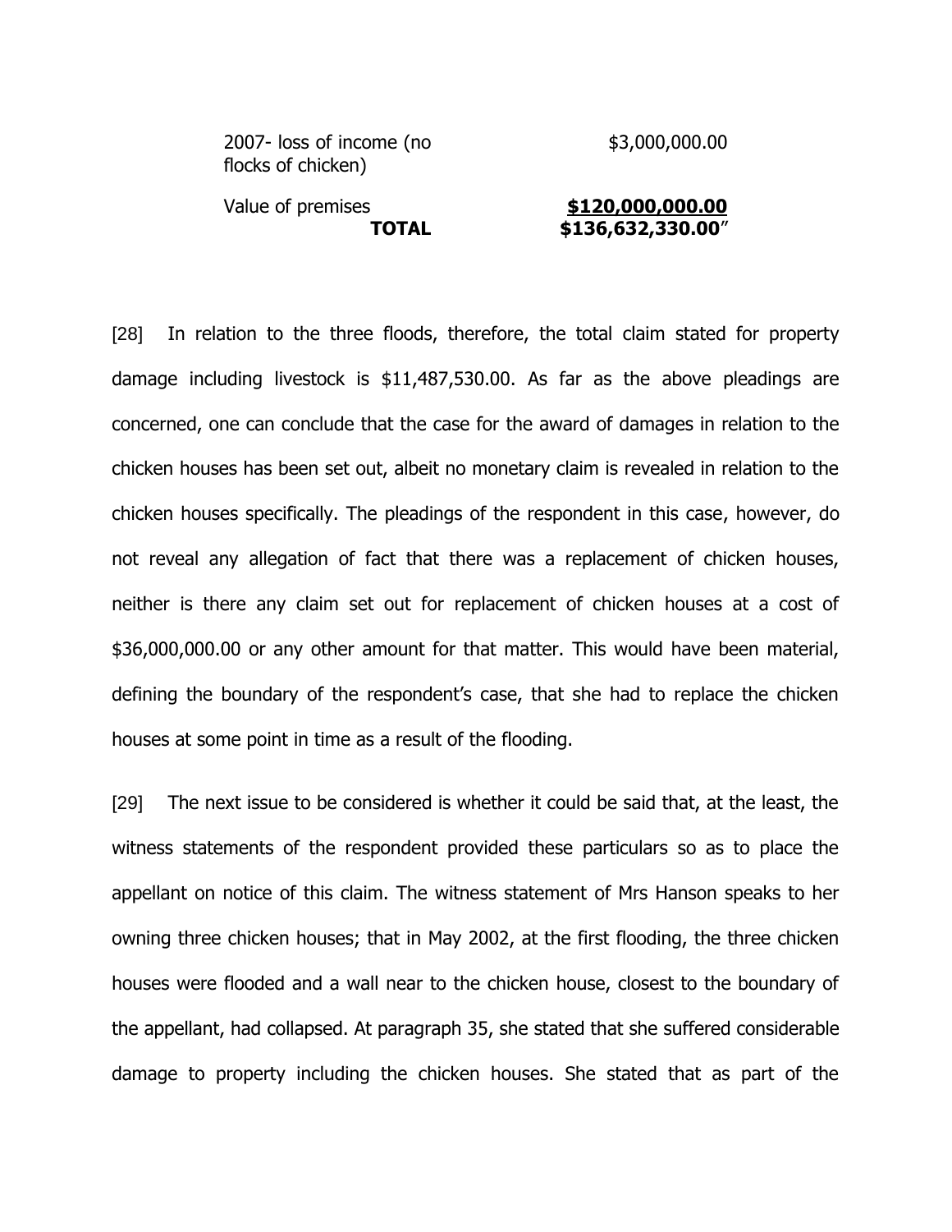| | |
|---|---|
| 2007- loss of income (no flocks of chicken) | $3,000,000.00 |
| Value of premises | **$120,000,000.00** |
| **TOTAL** | **$136,632,330.00**" |

[28] In relation to the three floods, therefore, the total claim stated for property damage including livestock is $11,487,530.00. As far as the above pleadings are concerned, one can conclude that the case for the award of damages in relation to the chicken houses has been set out, albeit no monetary claim is revealed in relation to the chicken houses specifically. The pleadings of the respondent in this case, however, do not reveal any allegation of fact that there was a replacement of chicken houses, neither is there any claim set out for replacement of chicken houses at a cost of $36,000,000.00 or any other amount for that matter. This would have been material, defining the boundary of the respondent's case, that she had to replace the chicken houses at some point in time as a result of the flooding.

[29] The next issue to be considered is whether it could be said that, at the least, the witness statements of the respondent provided these particulars so as to place the appellant on notice of this claim. The witness statement of Mrs Hanson speaks to her owning three chicken houses; that in May 2002, at the first flooding, the three chicken houses were flooded and a wall near to the chicken house, closest to the boundary of the appellant, had collapsed. At paragraph 35, she stated that she suffered considerable damage to property including the chicken houses. She stated that as part of the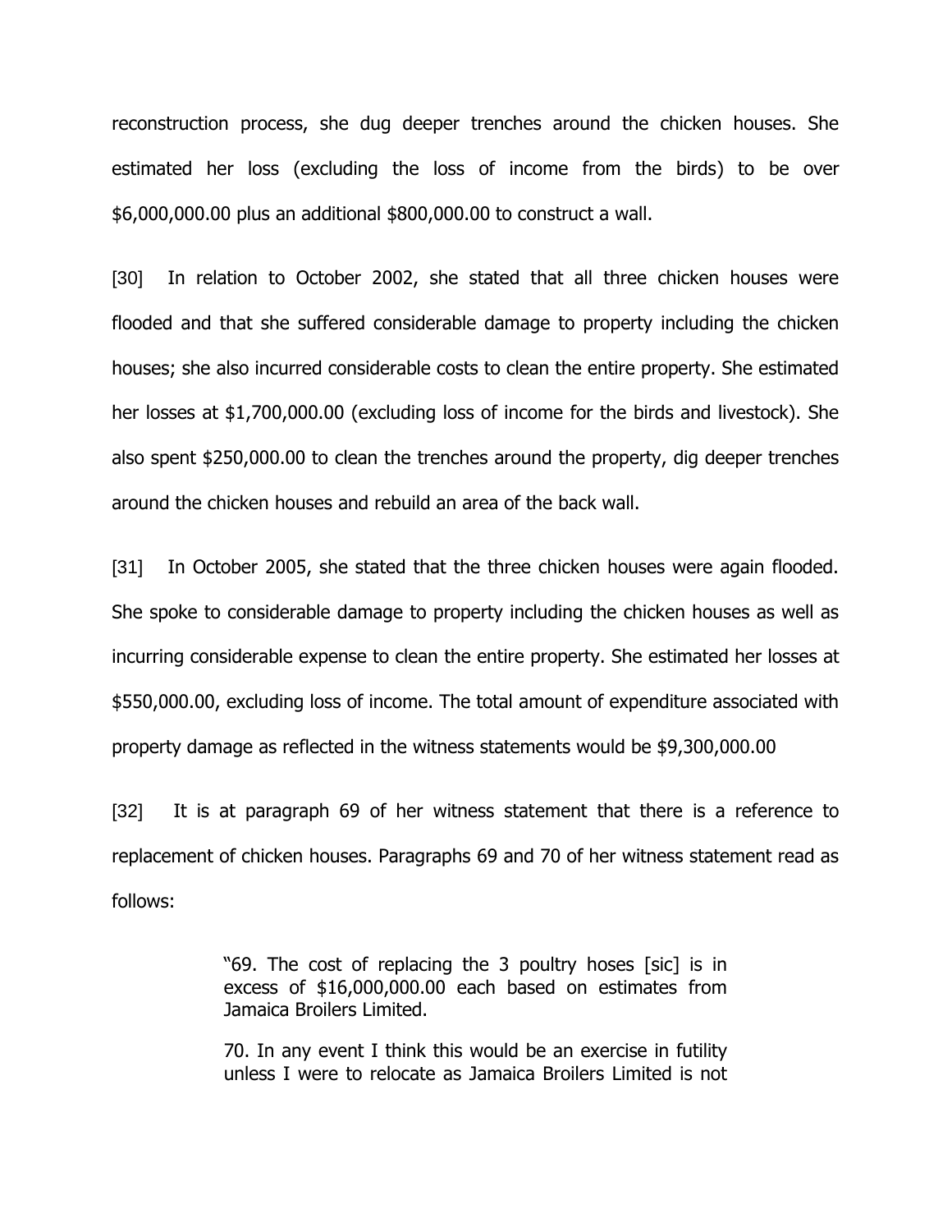reconstruction process, she dug deeper trenches around the chicken houses. She estimated her loss (excluding the loss of income from the birds) to be over $6,000,000.00 plus an additional $800,000.00 to construct a wall.

[30] In relation to October 2002, she stated that all three chicken houses were flooded and that she suffered considerable damage to property including the chicken houses; she also incurred considerable costs to clean the entire property. She estimated her losses at $1,700,000.00 (excluding loss of income for the birds and livestock). She also spent $250,000.00 to clean the trenches around the property, dig deeper trenches around the chicken houses and rebuild an area of the back wall.

[31] In October 2005, she stated that the three chicken houses were again flooded. She spoke to considerable damage to property including the chicken houses as well as incurring considerable expense to clean the entire property. She estimated her losses at $550,000.00, excluding loss of income. The total amount of expenditure associated with property damage as reflected in the witness statements would be $9,300,000.00

[32] It is at paragraph 69 of her witness statement that there is a reference to replacement of chicken houses. Paragraphs 69 and 70 of her witness statement read as follows:

> "69. The cost of replacing the 3 poultry hoses [sic] is in excess of $16,000,000.00 each based on estimates from Jamaica Broilers Limited.
>
> 70. In any event I think this would be an exercise in futility unless I were to relocate as Jamaica Broilers Limited is not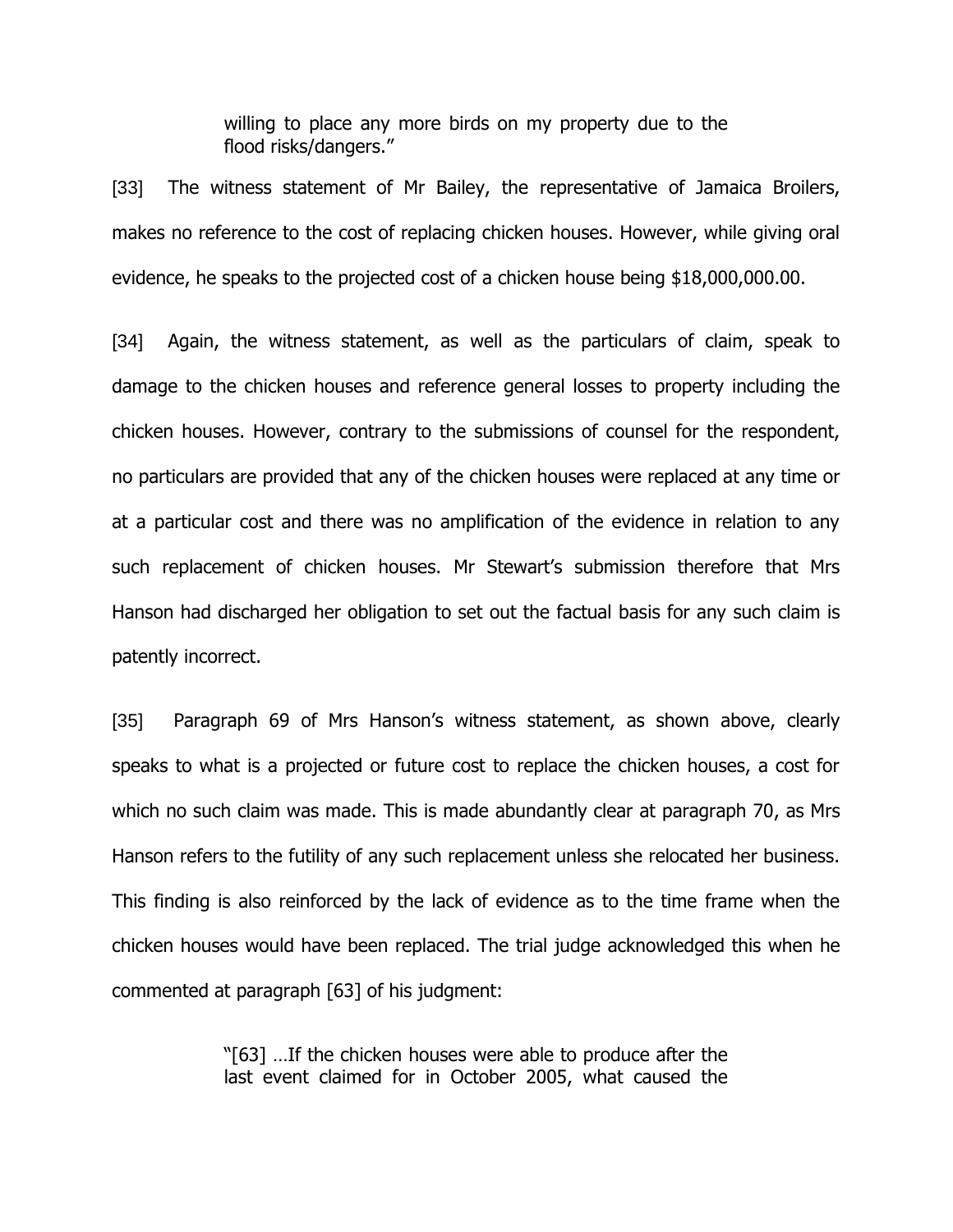> willing to place any more birds on my property due to the flood risks/dangers."

[33] The witness statement of Mr Bailey, the representative of Jamaica Broilers, makes no reference to the cost of replacing chicken houses. However, while giving oral evidence, he speaks to the projected cost of a chicken house being $18,000,000.00.

[34] Again, the witness statement, as well as the particulars of claim, speak to damage to the chicken houses and reference general losses to property including the chicken houses. However, contrary to the submissions of counsel for the respondent, no particulars are provided that any of the chicken houses were replaced at any time or at a particular cost and there was no amplification of the evidence in relation to any such replacement of chicken houses. Mr Stewart's submission therefore that Mrs Hanson had discharged her obligation to set out the factual basis for any such claim is patently incorrect.

[35] Paragraph 69 of Mrs Hanson's witness statement, as shown above, clearly speaks to what is a projected or future cost to replace the chicken houses, a cost for which no such claim was made. This is made abundantly clear at paragraph 70, as Mrs Hanson refers to the futility of any such replacement unless she relocated her business. This finding is also reinforced by the lack of evidence as to the time frame when the chicken houses would have been replaced. The trial judge acknowledged this when he commented at paragraph [63] of his judgment:

> "[63] …If the chicken houses were able to produce after the last event claimed for in October 2005, what caused the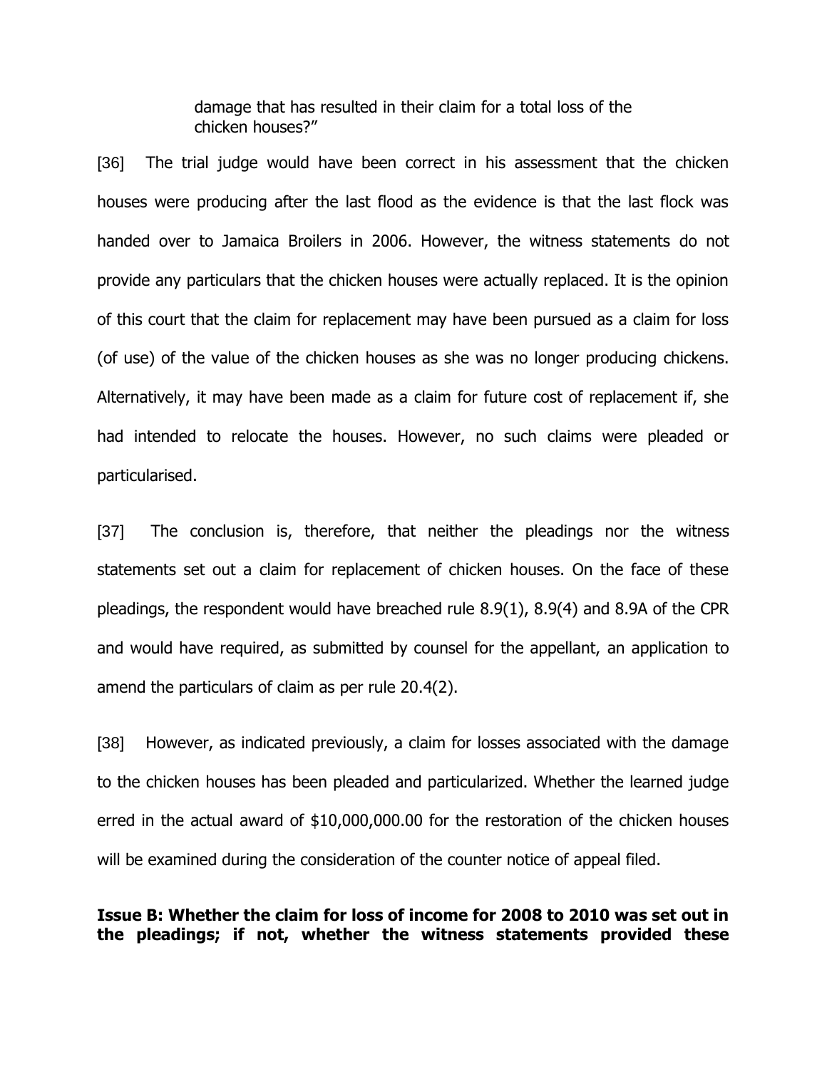> damage that has resulted in their claim for a total loss of the chicken houses?"

[36] The trial judge would have been correct in his assessment that the chicken houses were producing after the last flood as the evidence is that the last flock was handed over to Jamaica Broilers in 2006. However, the witness statements do not provide any particulars that the chicken houses were actually replaced. It is the opinion of this court that the claim for replacement may have been pursued as a claim for loss (of use) of the value of the chicken houses as she was no longer producing chickens. Alternatively, it may have been made as a claim for future cost of replacement if, she had intended to relocate the houses. However, no such claims were pleaded or particularised.

[37] The conclusion is, therefore, that neither the pleadings nor the witness statements set out a claim for replacement of chicken houses. On the face of these pleadings, the respondent would have breached rule 8.9(1), 8.9(4) and 8.9A of the CPR and would have required, as submitted by counsel for the appellant, an application to amend the particulars of claim as per rule 20.4(2).

[38] However, as indicated previously, a claim for losses associated with the damage to the chicken houses has been pleaded and particularized. Whether the learned judge erred in the actual award of $10,000,000.00 for the restoration of the chicken houses will be examined during the consideration of the counter notice of appeal filed.

**Issue B: Whether the claim for loss of income for 2008 to 2010 was set out in the pleadings; if not, whether the witness statements provided these**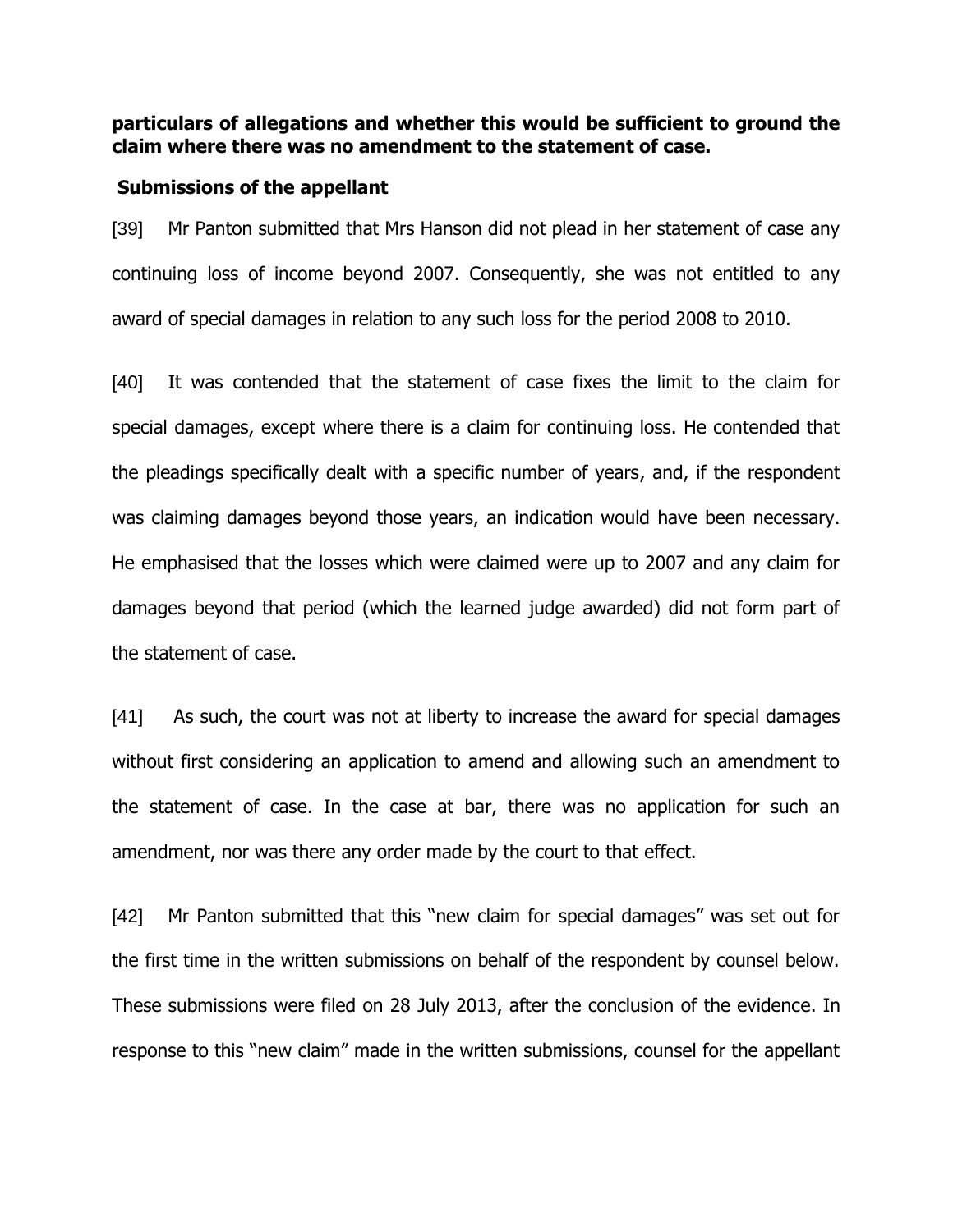**particulars of allegations and whether this would be sufficient to ground the claim where there was no amendment to the statement of case.**

**Submissions of the appellant**

[39] Mr Panton submitted that Mrs Hanson did not plead in her statement of case any continuing loss of income beyond 2007. Consequently, she was not entitled to any award of special damages in relation to any such loss for the period 2008 to 2010.

[40] It was contended that the statement of case fixes the limit to the claim for special damages, except where there is a claim for continuing loss. He contended that the pleadings specifically dealt with a specific number of years, and, if the respondent was claiming damages beyond those years, an indication would have been necessary. He emphasised that the losses which were claimed were up to 2007 and any claim for damages beyond that period (which the learned judge awarded) did not form part of the statement of case.

[41] As such, the court was not at liberty to increase the award for special damages without first considering an application to amend and allowing such an amendment to the statement of case. In the case at bar, there was no application for such an amendment, nor was there any order made by the court to that effect.

[42] Mr Panton submitted that this "new claim for special damages" was set out for the first time in the written submissions on behalf of the respondent by counsel below. These submissions were filed on 28 July 2013, after the conclusion of the evidence. In response to this "new claim" made in the written submissions, counsel for the appellant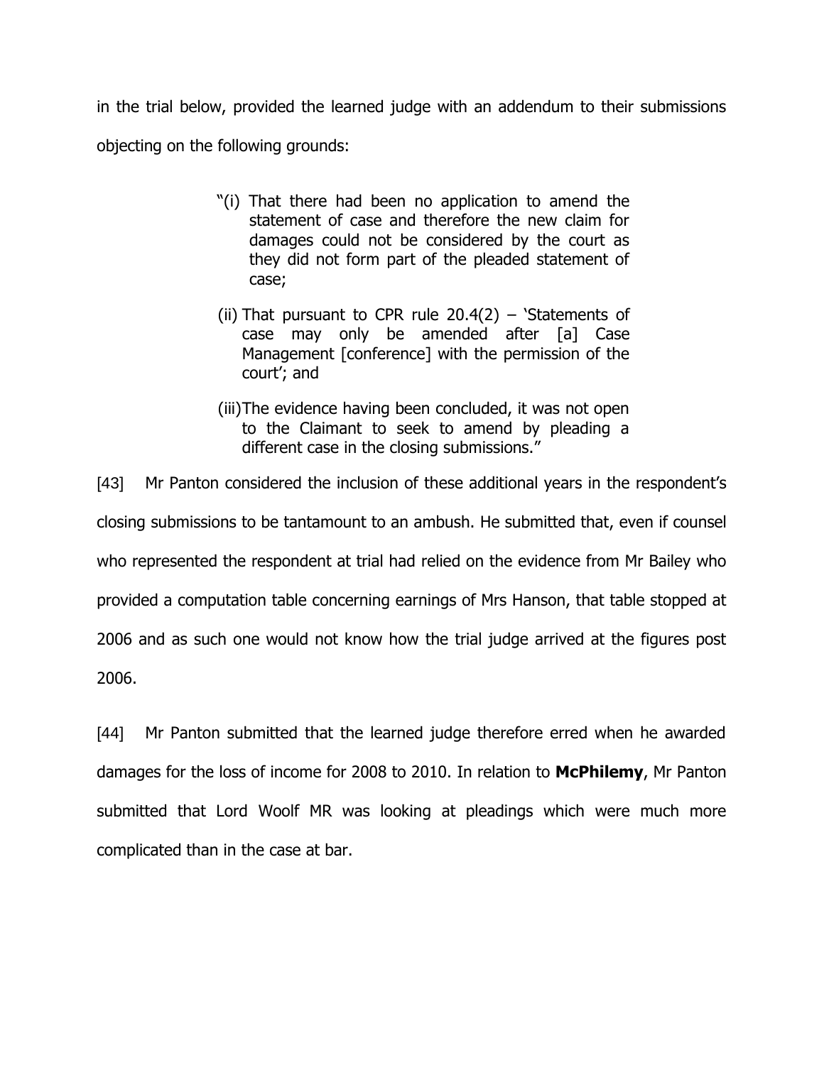in the trial below, provided the learned judge with an addendum to their submissions objecting on the following grounds:

> "(i) That there had been no application to amend the statement of case and therefore the new claim for damages could not be considered by the court as they did not form part of the pleaded statement of case;
>
> (ii) That pursuant to CPR rule 20.4(2) – 'Statements of case may only be amended after [a] Case Management [conference] with the permission of the court'; and
>
> (iii) The evidence having been concluded, it was not open to the Claimant to seek to amend by pleading a different case in the closing submissions."

[43] Mr Panton considered the inclusion of these additional years in the respondent's closing submissions to be tantamount to an ambush. He submitted that, even if counsel who represented the respondent at trial had relied on the evidence from Mr Bailey who provided a computation table concerning earnings of Mrs Hanson, that table stopped at 2006 and as such one would not know how the trial judge arrived at the figures post 2006.

[44] Mr Panton submitted that the learned judge therefore erred when he awarded damages for the loss of income for 2008 to 2010. In relation to **McPhilemy**, Mr Panton submitted that Lord Woolf MR was looking at pleadings which were much more complicated than in the case at bar.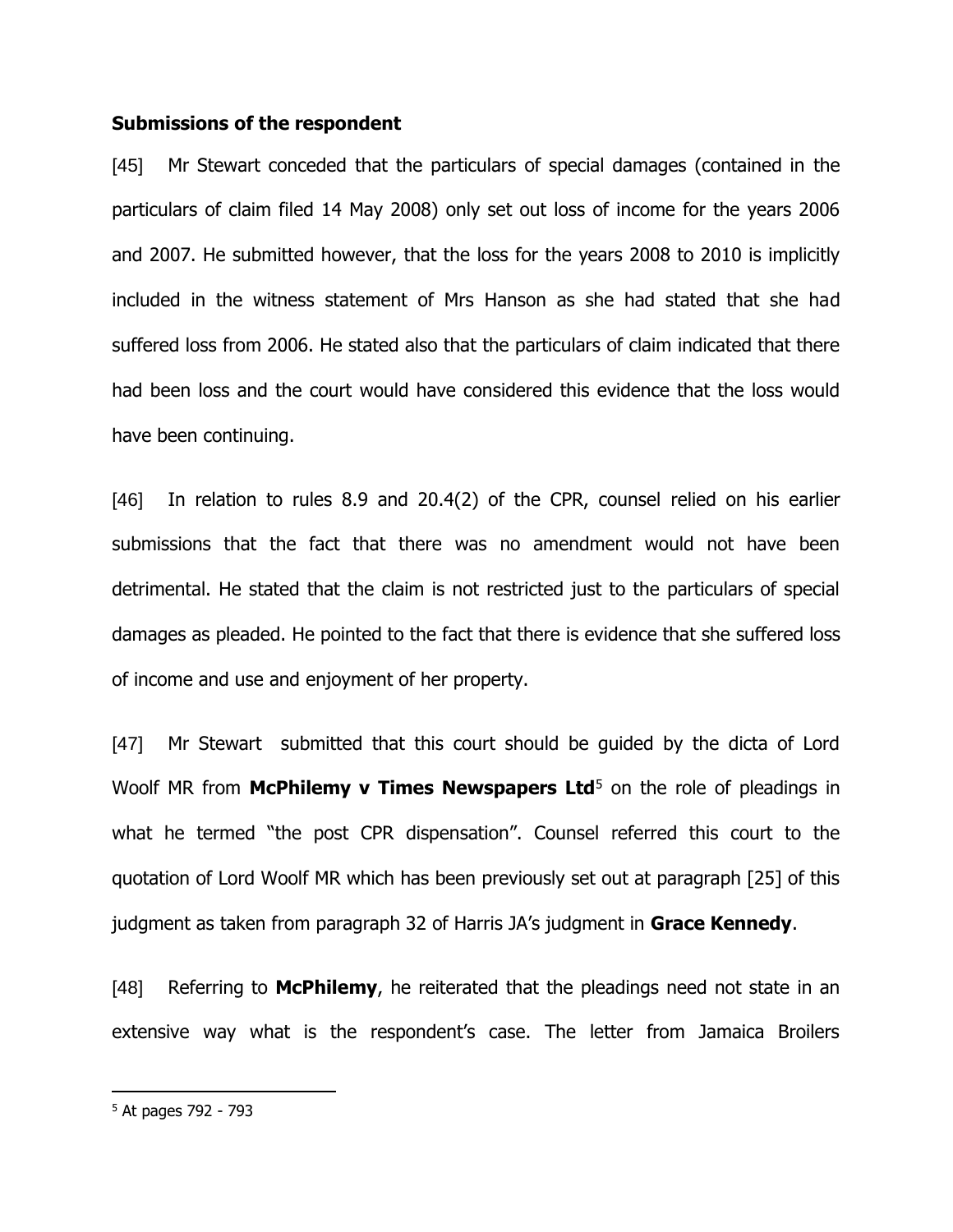**Submissions of the respondent**

[45] Mr Stewart conceded that the particulars of special damages (contained in the particulars of claim filed 14 May 2008) only set out loss of income for the years 2006 and 2007. He submitted however, that the loss for the years 2008 to 2010 is implicitly included in the witness statement of Mrs Hanson as she had stated that she had suffered loss from 2006. He stated also that the particulars of claim indicated that there had been loss and the court would have considered this evidence that the loss would have been continuing.

[46] In relation to rules 8.9 and 20.4(2) of the CPR, counsel relied on his earlier submissions that the fact that there was no amendment would not have been detrimental. He stated that the claim is not restricted just to the particulars of special damages as pleaded. He pointed to the fact that there is evidence that she suffered loss of income and use and enjoyment of her property.

[47] Mr Stewart submitted that this court should be guided by the dicta of Lord Woolf MR from **McPhilemy v Times Newspapers Ltd**[5] on the role of pleadings in what he termed "the post CPR dispensation". Counsel referred this court to the quotation of Lord Woolf MR which has been previously set out at paragraph [25] of this judgment as taken from paragraph 32 of Harris JA's judgment in **Grace Kennedy**.

[48] Referring to **McPhilemy**, he reiterated that the pleadings need not state in an extensive way what is the respondent's case. The letter from Jamaica Broilers

---

[5] At pages 792 - 793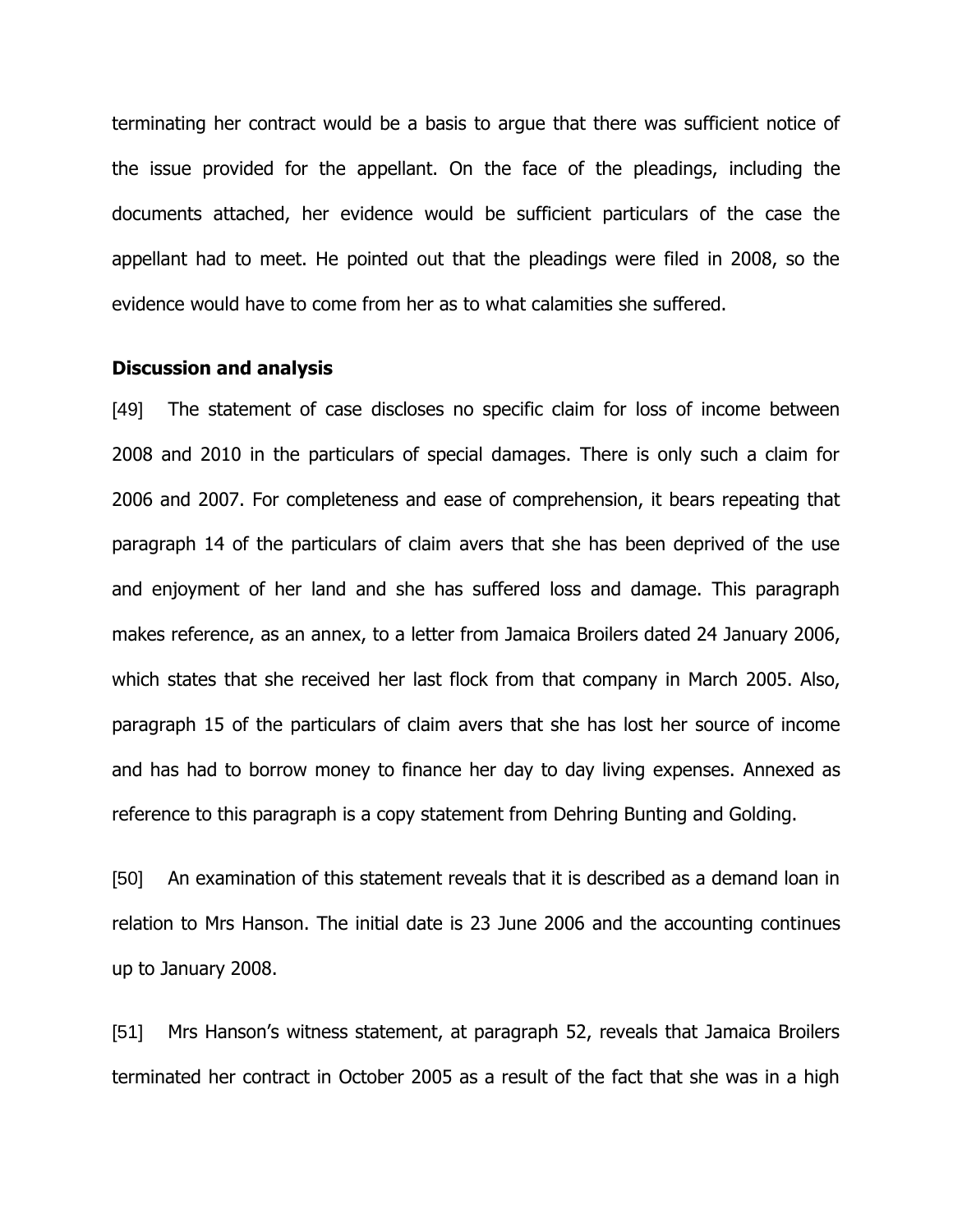terminating her contract would be a basis to argue that there was sufficient notice of the issue provided for the appellant. On the face of the pleadings, including the documents attached, her evidence would be sufficient particulars of the case the appellant had to meet. He pointed out that the pleadings were filed in 2008, so the evidence would have to come from her as to what calamities she suffered.

**Discussion and analysis**

[49] The statement of case discloses no specific claim for loss of income between 2008 and 2010 in the particulars of special damages. There is only such a claim for 2006 and 2007. For completeness and ease of comprehension, it bears repeating that paragraph 14 of the particulars of claim avers that she has been deprived of the use and enjoyment of her land and she has suffered loss and damage. This paragraph makes reference, as an annex, to a letter from Jamaica Broilers dated 24 January 2006, which states that she received her last flock from that company in March 2005. Also, paragraph 15 of the particulars of claim avers that she has lost her source of income and has had to borrow money to finance her day to day living expenses. Annexed as reference to this paragraph is a copy statement from Dehring Bunting and Golding.

[50] An examination of this statement reveals that it is described as a demand loan in relation to Mrs Hanson. The initial date is 23 June 2006 and the accounting continues up to January 2008.

[51] Mrs Hanson's witness statement, at paragraph 52, reveals that Jamaica Broilers terminated her contract in October 2005 as a result of the fact that she was in a high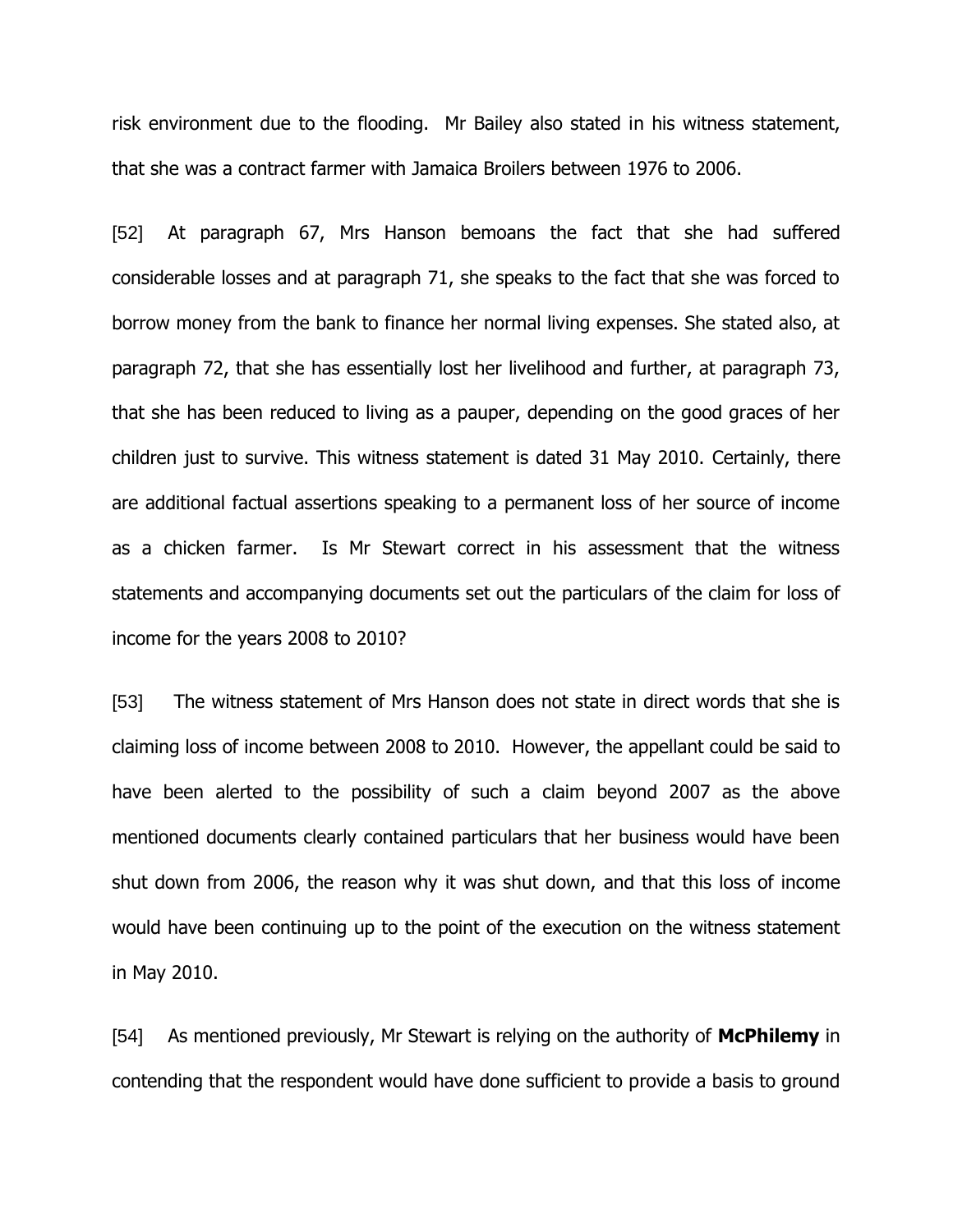risk environment due to the flooding. Mr Bailey also stated in his witness statement, that she was a contract farmer with Jamaica Broilers between 1976 to 2006.

[52] At paragraph 67, Mrs Hanson bemoans the fact that she had suffered considerable losses and at paragraph 71, she speaks to the fact that she was forced to borrow money from the bank to finance her normal living expenses. She stated also, at paragraph 72, that she has essentially lost her livelihood and further, at paragraph 73, that she has been reduced to living as a pauper, depending on the good graces of her children just to survive. This witness statement is dated 31 May 2010. Certainly, there are additional factual assertions speaking to a permanent loss of her source of income as a chicken farmer. Is Mr Stewart correct in his assessment that the witness statements and accompanying documents set out the particulars of the claim for loss of income for the years 2008 to 2010?

[53] The witness statement of Mrs Hanson does not state in direct words that she is claiming loss of income between 2008 to 2010. However, the appellant could be said to have been alerted to the possibility of such a claim beyond 2007 as the above mentioned documents clearly contained particulars that her business would have been shut down from 2006, the reason why it was shut down, and that this loss of income would have been continuing up to the point of the execution on the witness statement in May 2010.

[54] As mentioned previously, Mr Stewart is relying on the authority of **McPhilemy** in contending that the respondent would have done sufficient to provide a basis to ground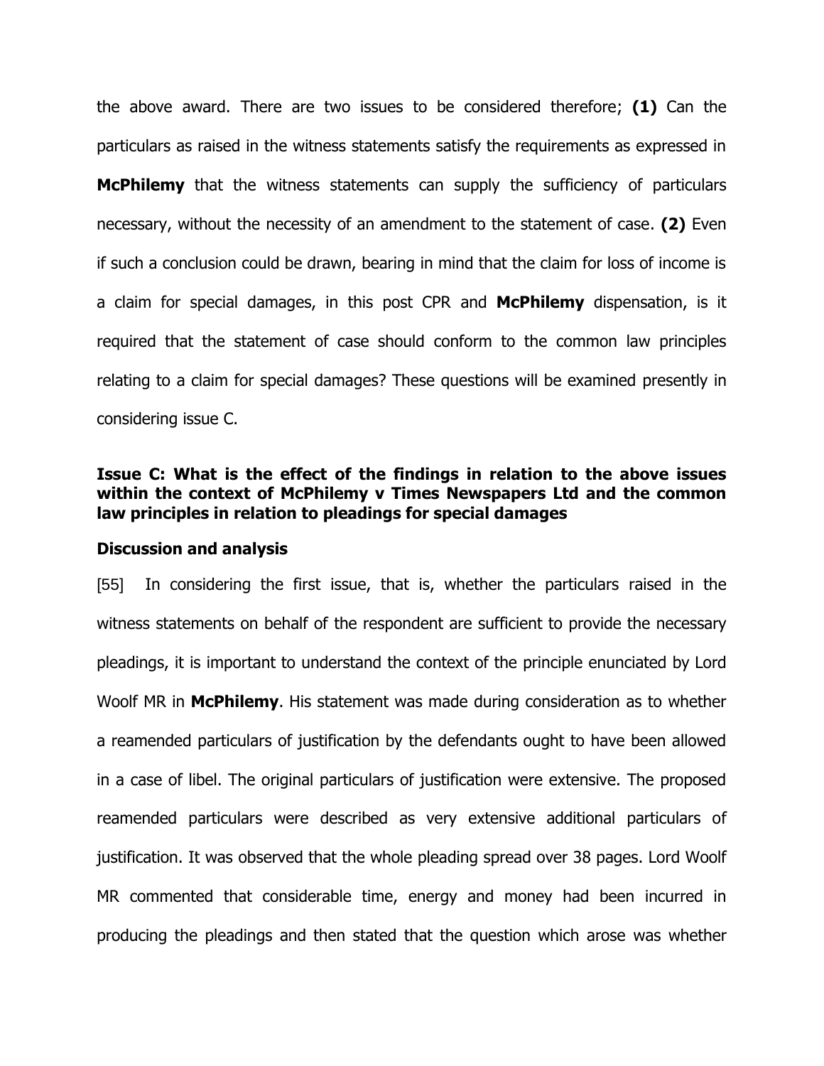the above award. There are two issues to be considered therefore; **(1)** Can the particulars as raised in the witness statements satisfy the requirements as expressed in **McPhilemy** that the witness statements can supply the sufficiency of particulars necessary, without the necessity of an amendment to the statement of case. **(2)** Even if such a conclusion could be drawn, bearing in mind that the claim for loss of income is a claim for special damages, in this post CPR and **McPhilemy** dispensation, is it required that the statement of case should conform to the common law principles relating to a claim for special damages? These questions will be examined presently in considering issue C.

### Issue C: What is the effect of the findings in relation to the above issues within the context of McPhilemy v Times Newspapers Ltd and the common law principles in relation to pleadings for special damages

#### Discussion and analysis

[55] In considering the first issue, that is, whether the particulars raised in the witness statements on behalf of the respondent are sufficient to provide the necessary pleadings, it is important to understand the context of the principle enunciated by Lord Woolf MR in **McPhilemy**. His statement was made during consideration as to whether a reamended particulars of justification by the defendants ought to have been allowed in a case of libel. The original particulars of justification were extensive. The proposed reamended particulars were described as very extensive additional particulars of justification. It was observed that the whole pleading spread over 38 pages. Lord Woolf MR commented that considerable time, energy and money had been incurred in producing the pleadings and then stated that the question which arose was whether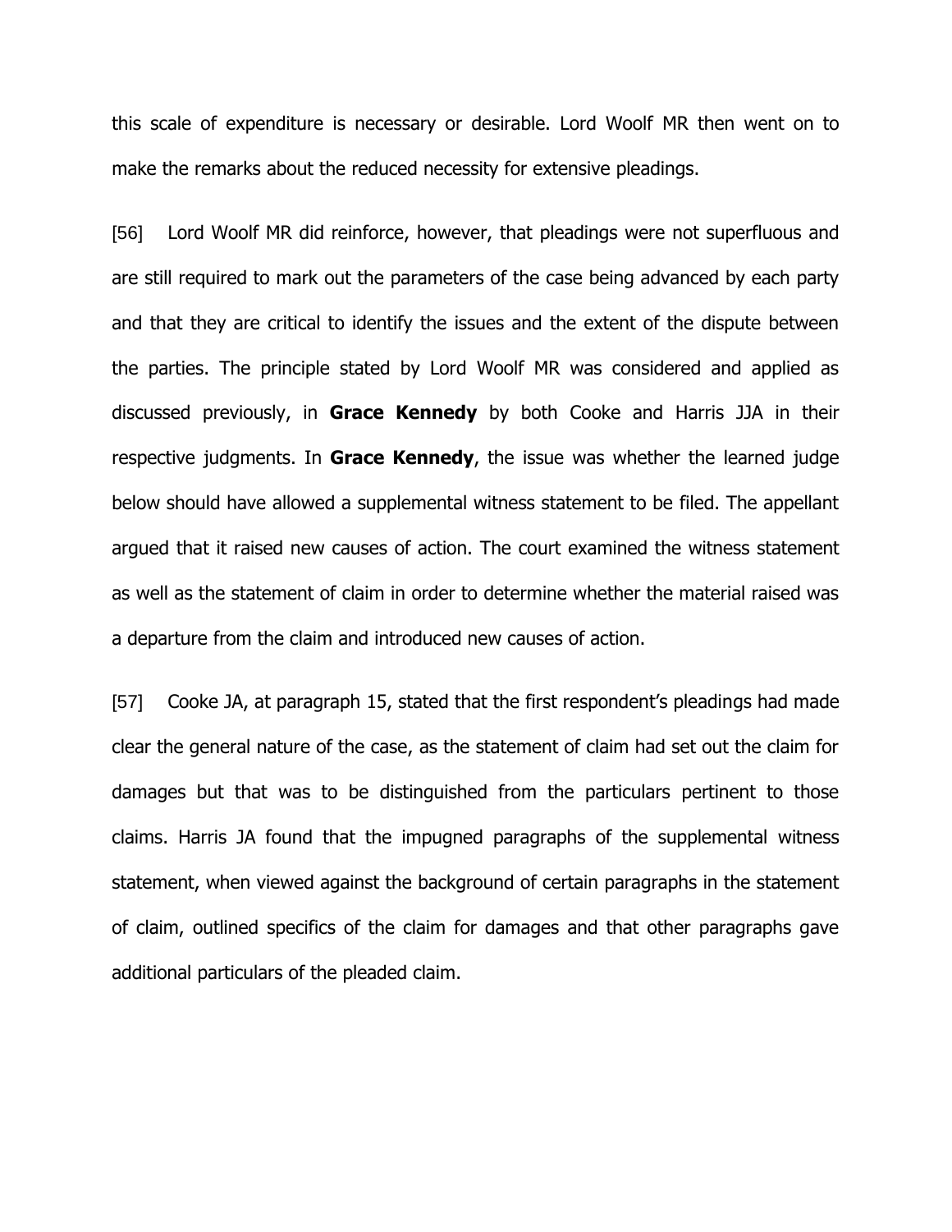this scale of expenditure is necessary or desirable. Lord Woolf MR then went on to make the remarks about the reduced necessity for extensive pleadings.

[56] Lord Woolf MR did reinforce, however, that pleadings were not superfluous and are still required to mark out the parameters of the case being advanced by each party and that they are critical to identify the issues and the extent of the dispute between the parties. The principle stated by Lord Woolf MR was considered and applied as discussed previously, in **Grace Kennedy** by both Cooke and Harris JJA in their respective judgments. In **Grace Kennedy**, the issue was whether the learned judge below should have allowed a supplemental witness statement to be filed. The appellant argued that it raised new causes of action. The court examined the witness statement as well as the statement of claim in order to determine whether the material raised was a departure from the claim and introduced new causes of action.

[57] Cooke JA, at paragraph 15, stated that the first respondent's pleadings had made clear the general nature of the case, as the statement of claim had set out the claim for damages but that was to be distinguished from the particulars pertinent to those claims. Harris JA found that the impugned paragraphs of the supplemental witness statement, when viewed against the background of certain paragraphs in the statement of claim, outlined specifics of the claim for damages and that other paragraphs gave additional particulars of the pleaded claim.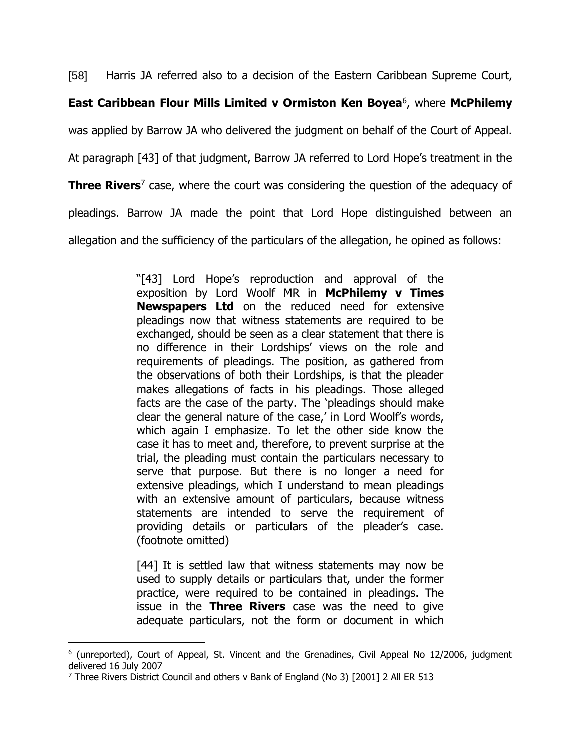[58] Harris JA referred also to a decision of the Eastern Caribbean Supreme Court, **East Caribbean Flour Mills Limited v Ormiston Ken Boyea**[6], where **McPhilemy** was applied by Barrow JA who delivered the judgment on behalf of the Court of Appeal. At paragraph [43] of that judgment, Barrow JA referred to Lord Hope's treatment in the **Three Rivers**[7] case, where the court was considering the question of the adequacy of pleadings. Barrow JA made the point that Lord Hope distinguished between an allegation and the sufficiency of the particulars of the allegation, he opined as follows:

> "[43] Lord Hope's reproduction and approval of the exposition by Lord Woolf MR in **McPhilemy v Times Newspapers Ltd** on the reduced need for extensive pleadings now that witness statements are required to be exchanged, should be seen as a clear statement that there is no difference in their Lordships' views on the role and requirements of pleadings. The position, as gathered from the observations of both their Lordships, is that the pleader makes allegations of facts in his pleadings. Those alleged facts are the case of the party. The 'pleadings should make clear <u>the general nature</u> of the case,' in Lord Woolf's words, which again I emphasize. To let the other side know the case it has to meet and, therefore, to prevent surprise at the trial, the pleading must contain the particulars necessary to serve that purpose. But there is no longer a need for extensive pleadings, which I understand to mean pleadings with an extensive amount of particulars, because witness statements are intended to serve the requirement of providing details or particulars of the pleader's case. (footnote omitted)
>
> [44] It is settled law that witness statements may now be used to supply details or particulars that, under the former practice, were required to be contained in pleadings. The issue in the **Three Rivers** case was the need to give adequate particulars, not the form or document in which

---

[6] (unreported), Court of Appeal, St. Vincent and the Grenadines, Civil Appeal No 12/2006, judgment delivered 16 July 2007

[7] Three Rivers District Council and others v Bank of England (No 3) [2001] 2 All ER 513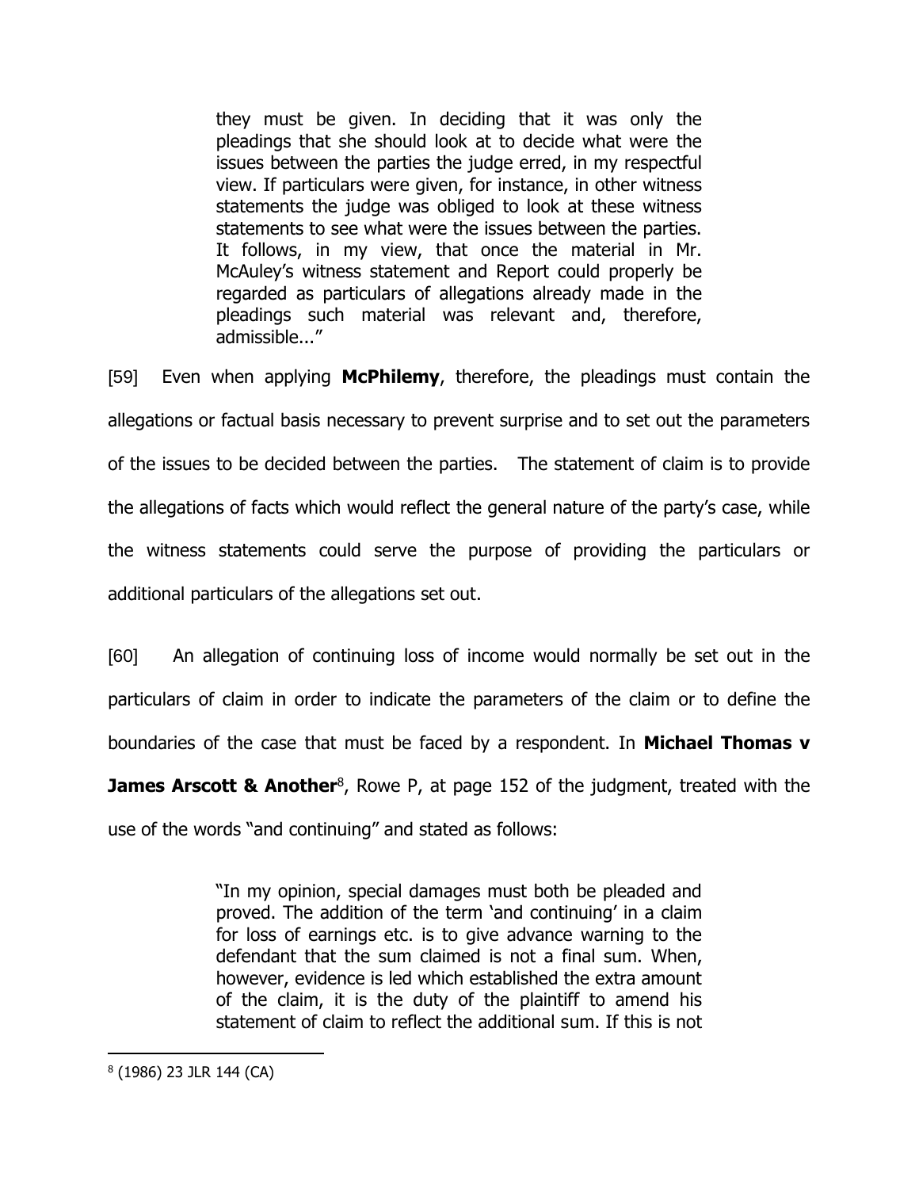> they must be given. In deciding that it was only the pleadings that she should look at to decide what were the issues between the parties the judge erred, in my respectful view. If particulars were given, for instance, in other witness statements the judge was obliged to look at these witness statements to see what were the issues between the parties. It follows, in my view, that once the material in Mr. McAuley's witness statement and Report could properly be regarded as particulars of allegations already made in the pleadings such material was relevant and, therefore, admissible..."

[59] Even when applying **McPhilemy**, therefore, the pleadings must contain the allegations or factual basis necessary to prevent surprise and to set out the parameters of the issues to be decided between the parties. The statement of claim is to provide the allegations of facts which would reflect the general nature of the party's case, while the witness statements could serve the purpose of providing the particulars or additional particulars of the allegations set out.

[60] An allegation of continuing loss of income would normally be set out in the particulars of claim in order to indicate the parameters of the claim or to define the boundaries of the case that must be faced by a respondent. In **Michael Thomas v James Arscott & Another**[8], Rowe P, at page 152 of the judgment, treated with the use of the words "and continuing" and stated as follows:

> "In my opinion, special damages must both be pleaded and proved. The addition of the term 'and continuing' in a claim for loss of earnings etc. is to give advance warning to the defendant that the sum claimed is not a final sum. When, however, evidence is led which established the extra amount of the claim, it is the duty of the plaintiff to amend his statement of claim to reflect the additional sum. If this is not

[8] (1986) 23 JLR 144 (CA)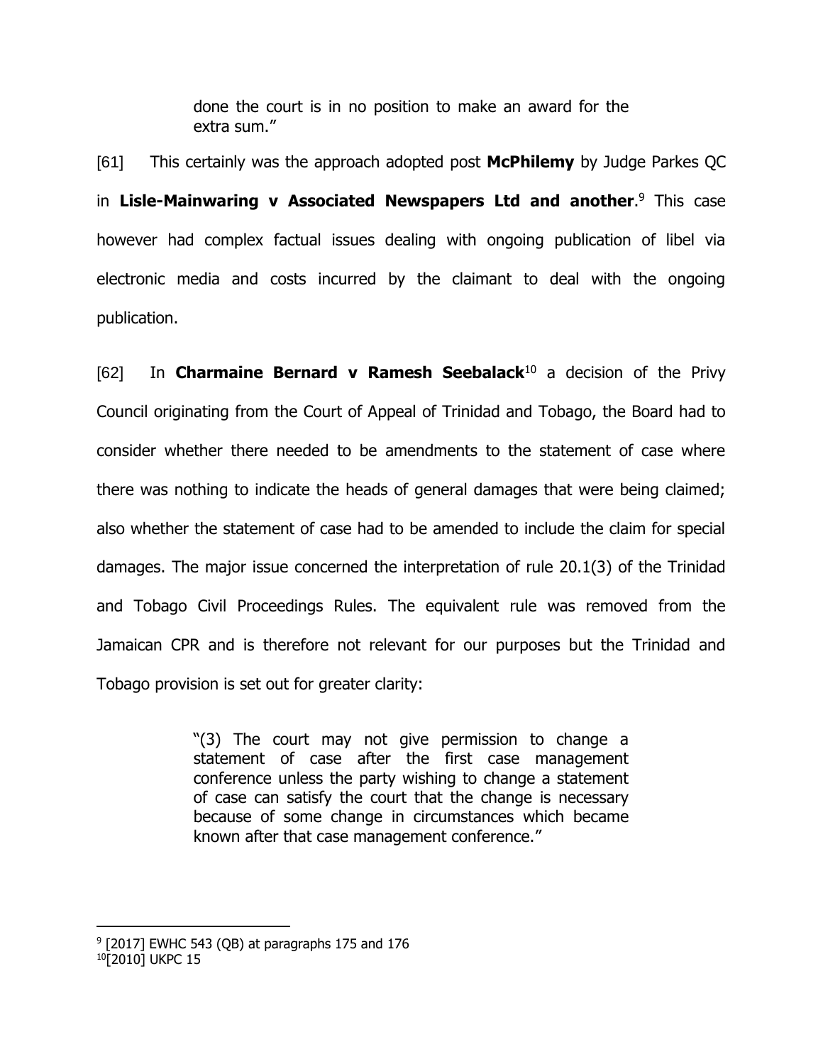> done the court is in no position to make an award for the extra sum."

[61] This certainly was the approach adopted post **McPhilemy** by Judge Parkes QC in **Lisle-Mainwaring v Associated Newspapers Ltd and another**.[9] This case however had complex factual issues dealing with ongoing publication of libel via electronic media and costs incurred by the claimant to deal with the ongoing publication.

[62] In **Charmaine Bernard v Ramesh Seebalack**[10] a decision of the Privy Council originating from the Court of Appeal of Trinidad and Tobago, the Board had to consider whether there needed to be amendments to the statement of case where there was nothing to indicate the heads of general damages that were being claimed; also whether the statement of case had to be amended to include the claim for special damages. The major issue concerned the interpretation of rule 20.1(3) of the Trinidad and Tobago Civil Proceedings Rules. The equivalent rule was removed from the Jamaican CPR and is therefore not relevant for our purposes but the Trinidad and Tobago provision is set out for greater clarity:

> "(3) The court may not give permission to change a statement of case after the first case management conference unless the party wishing to change a statement of case can satisfy the court that the change is necessary because of some change in circumstances which became known after that case management conference."

---

[9] [2017] EWHC 543 (QB) at paragraphs 175 and 176

[10] [2010] UKPC 15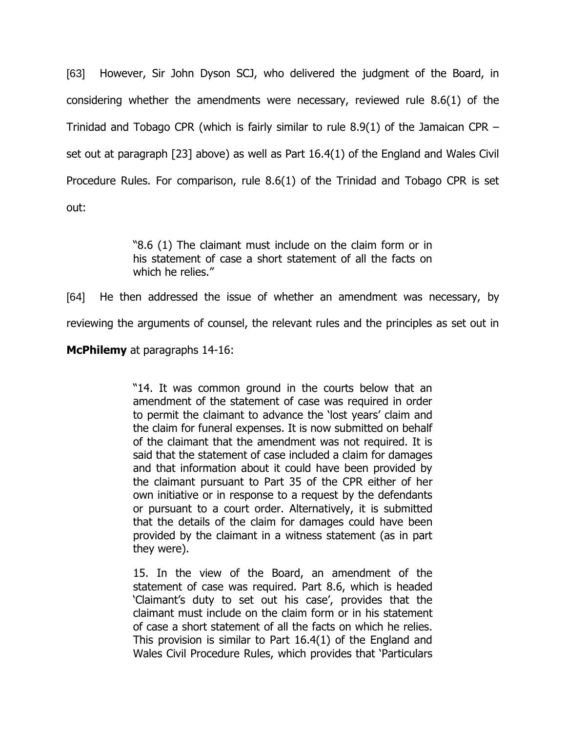[63] However, Sir John Dyson SCJ, who delivered the judgment of the Board, in considering whether the amendments were necessary, reviewed rule 8.6(1) of the Trinidad and Tobago CPR (which is fairly similar to rule 8.9(1) of the Jamaican CPR – set out at paragraph [23] above) as well as Part 16.4(1) of the England and Wales Civil Procedure Rules. For comparison, rule 8.6(1) of the Trinidad and Tobago CPR is set out:

> "8.6 (1) The claimant must include on the claim form or in his statement of case a short statement of all the facts on which he relies."

[64] He then addressed the issue of whether an amendment was necessary, by reviewing the arguments of counsel, the relevant rules and the principles as set out in **McPhilemy** at paragraphs 14-16:

> "14. It was common ground in the courts below that an amendment of the statement of case was required in order to permit the claimant to advance the 'lost years' claim and the claim for funeral expenses. It is now submitted on behalf of the claimant that the amendment was not required. It is said that the statement of case included a claim for damages and that information about it could have been provided by the claimant pursuant to Part 35 of the CPR either of her own initiative or in response to a request by the defendants or pursuant to a court order. Alternatively, it is submitted that the details of the claim for damages could have been provided by the claimant in a witness statement (as in part they were).
>
> 15. In the view of the Board, an amendment of the statement of case was required. Part 8.6, which is headed 'Claimant's duty to set out his case', provides that the claimant must include on the claim form or in his statement of case a short statement of all the facts on which he relies. This provision is similar to Part 16.4(1) of the England and Wales Civil Procedure Rules, which provides that 'Particulars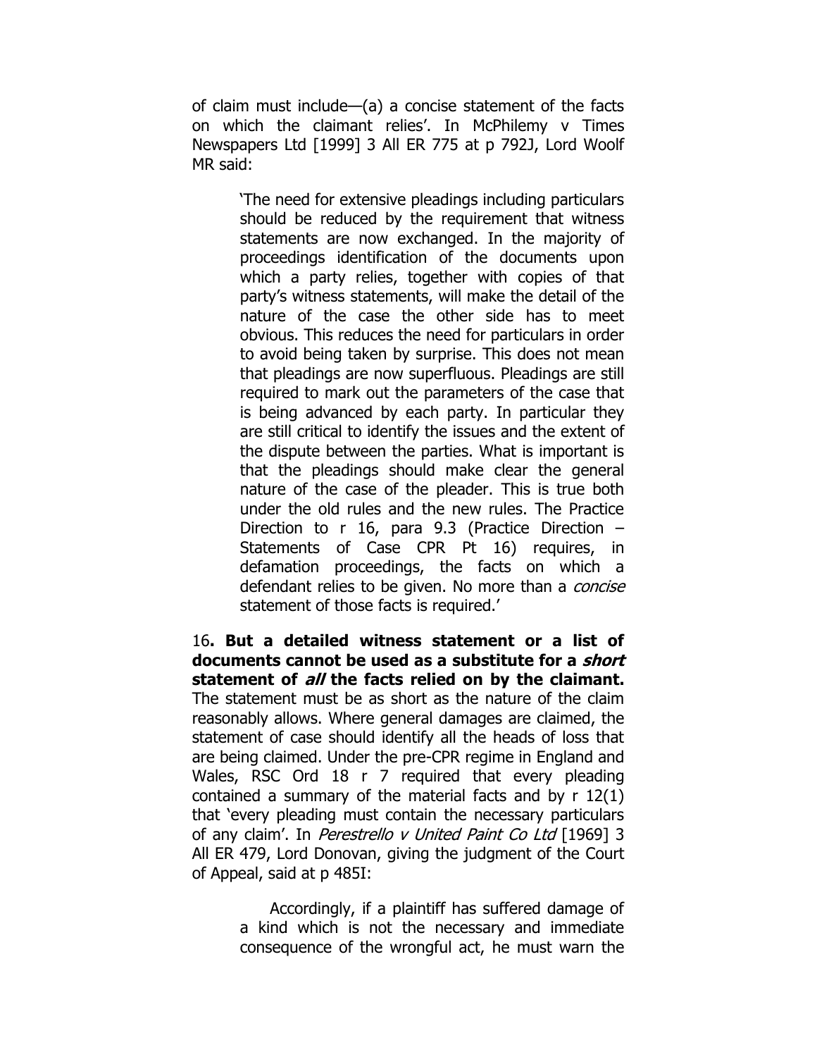of claim must include—(a) a concise statement of the facts on which the claimant relies'. In McPhilemy v Times Newspapers Ltd [1999] 3 All ER 775 at p 792J, Lord Woolf MR said:

> 'The need for extensive pleadings including particulars should be reduced by the requirement that witness statements are now exchanged. In the majority of proceedings identification of the documents upon which a party relies, together with copies of that party's witness statements, will make the detail of the nature of the case the other side has to meet obvious. This reduces the need for particulars in order to avoid being taken by surprise. This does not mean that pleadings are now superfluous. Pleadings are still required to mark out the parameters of the case that is being advanced by each party. In particular they are still critical to identify the issues and the extent of the dispute between the parties. What is important is that the pleadings should make clear the general nature of the case of the pleader. This is true both under the old rules and the new rules. The Practice Direction to r 16, para 9.3 (Practice Direction – Statements of Case CPR Pt 16) requires, in defamation proceedings, the facts on which a defendant relies to be given. No more than a *concise* statement of those facts is required.'

16**. But a detailed witness statement or a list of documents cannot be used as a substitute for a *short* statement of *all* the facts relied on by the claimant.** The statement must be as short as the nature of the claim reasonably allows. Where general damages are claimed, the statement of case should identify all the heads of loss that are being claimed. Under the pre-CPR regime in England and Wales, RSC Ord 18 r 7 required that every pleading contained a summary of the material facts and by r 12(1) that 'every pleading must contain the necessary particulars of any claim'. In *Perestrello v United Paint Co Ltd* [1969] 3 All ER 479, Lord Donovan, giving the judgment of the Court of Appeal, said at p 485I:

> Accordingly, if a plaintiff has suffered damage of a kind which is not the necessary and immediate consequence of the wrongful act, he must warn the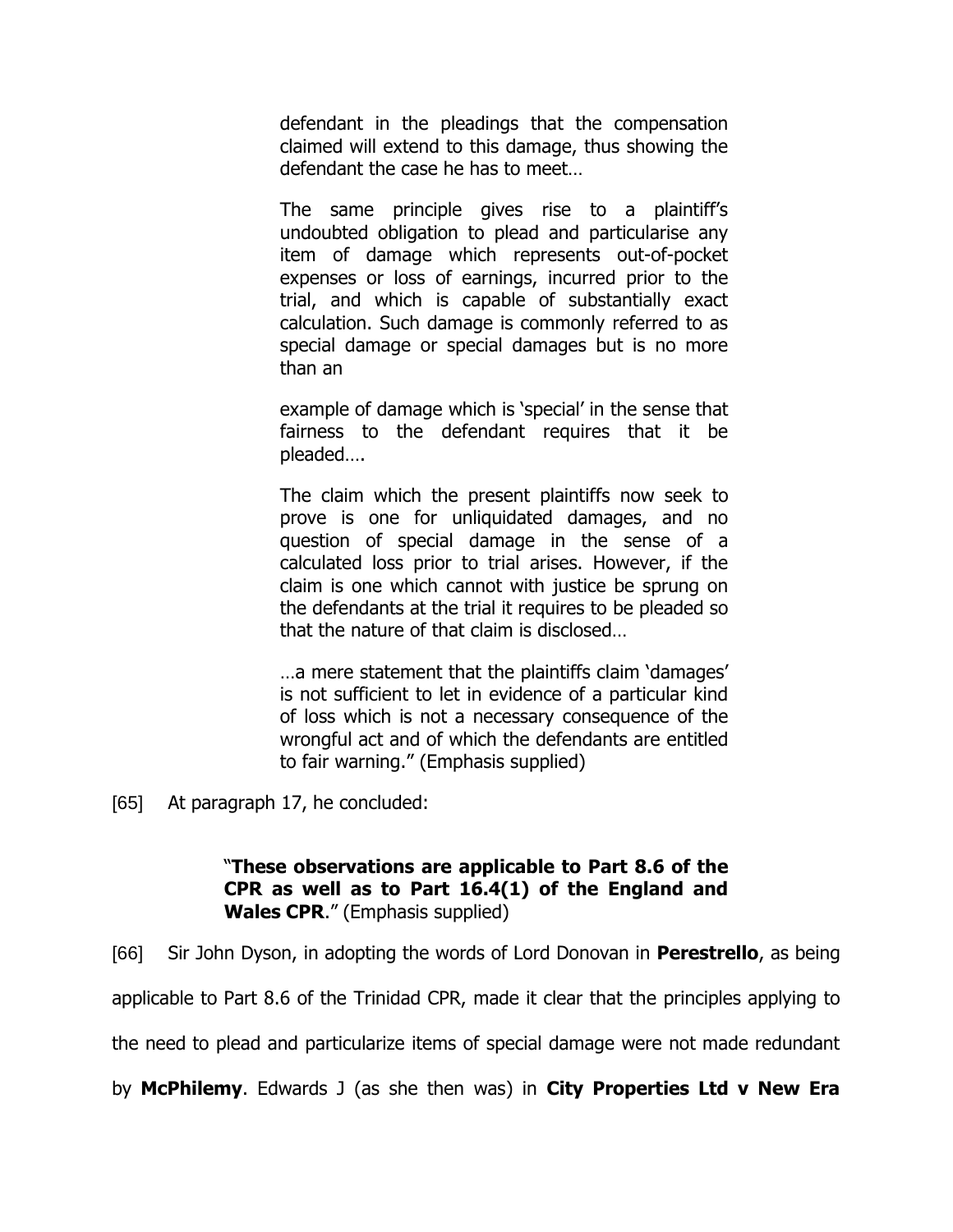> defendant in the pleadings that the compensation claimed will extend to this damage, thus showing the defendant the case he has to meet…
>
> The same principle gives rise to a plaintiff's undoubted obligation to plead and particularise any item of damage which represents out-of-pocket expenses or loss of earnings, incurred prior to the trial, and which is capable of substantially exact calculation. Such damage is commonly referred to as special damage or special damages but is no more than an
>
> example of damage which is 'special' in the sense that fairness to the defendant requires that it be pleaded….
>
> The claim which the present plaintiffs now seek to prove is one for unliquidated damages, and no question of special damage in the sense of a calculated loss prior to trial arises. However, if the claim is one which cannot with justice be sprung on the defendants at the trial it requires to be pleaded so that the nature of that claim is disclosed…
>
> …a mere statement that the plaintiffs claim 'damages' is not sufficient to let in evidence of a particular kind of loss which is not a necessary consequence of the wrongful act and of which the defendants are entitled to fair warning." (Emphasis supplied)

[65] At paragraph 17, he concluded:

> "**These observations are applicable to Part 8.6 of the CPR as well as to Part 16.4(1) of the England and Wales CPR**." (Emphasis supplied)

[66] Sir John Dyson, in adopting the words of Lord Donovan in **Perestrello**, as being applicable to Part 8.6 of the Trinidad CPR, made it clear that the principles applying to the need to plead and particularize items of special damage were not made redundant by **McPhilemy**. Edwards J (as she then was) in **City Properties Ltd v New Era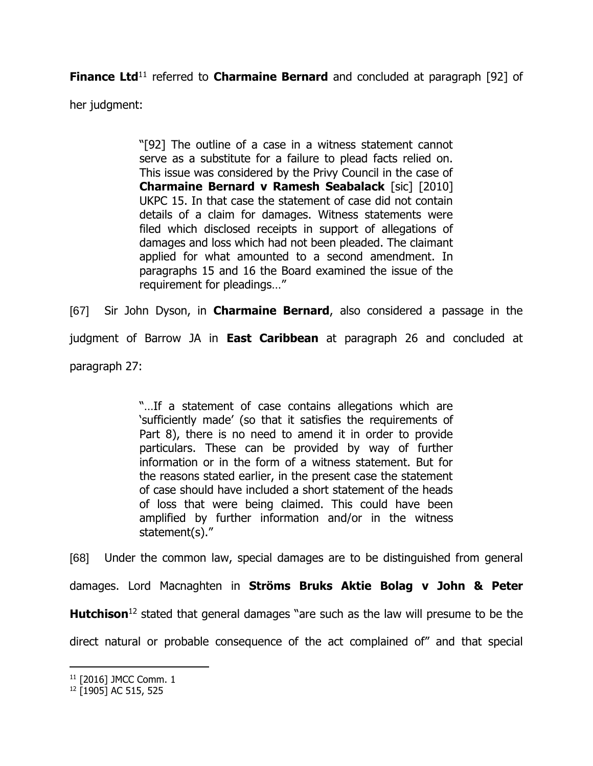**Finance Ltd**[11] referred to **Charmaine Bernard** and concluded at paragraph [92] of her judgment:

> "[92] The outline of a case in a witness statement cannot serve as a substitute for a failure to plead facts relied on. This issue was considered by the Privy Council in the case of **Charmaine Bernard v Ramesh Seabalack** [sic] [2010] UKPC 15. In that case the statement of case did not contain details of a claim for damages. Witness statements were filed which disclosed receipts in support of allegations of damages and loss which had not been pleaded. The claimant applied for what amounted to a second amendment. In paragraphs 15 and 16 the Board examined the issue of the requirement for pleadings…"

[67] Sir John Dyson, in **Charmaine Bernard**, also considered a passage in the judgment of Barrow JA in **East Caribbean** at paragraph 26 and concluded at paragraph 27:

> "…If a statement of case contains allegations which are 'sufficiently made' (so that it satisfies the requirements of Part 8), there is no need to amend it in order to provide particulars. These can be provided by way of further information or in the form of a witness statement. But for the reasons stated earlier, in the present case the statement of case should have included a short statement of the heads of loss that were being claimed. This could have been amplified by further information and/or in the witness statement(s)."

[68] Under the common law, special damages are to be distinguished from general damages. Lord Macnaghten in **Ströms Bruks Aktie Bolag v John & Peter Hutchison**[12] stated that general damages "are such as the law will presume to be the direct natural or probable consequence of the act complained of" and that special

---

[11] [2016] JMCC Comm. 1

[12] [1905] AC 515, 525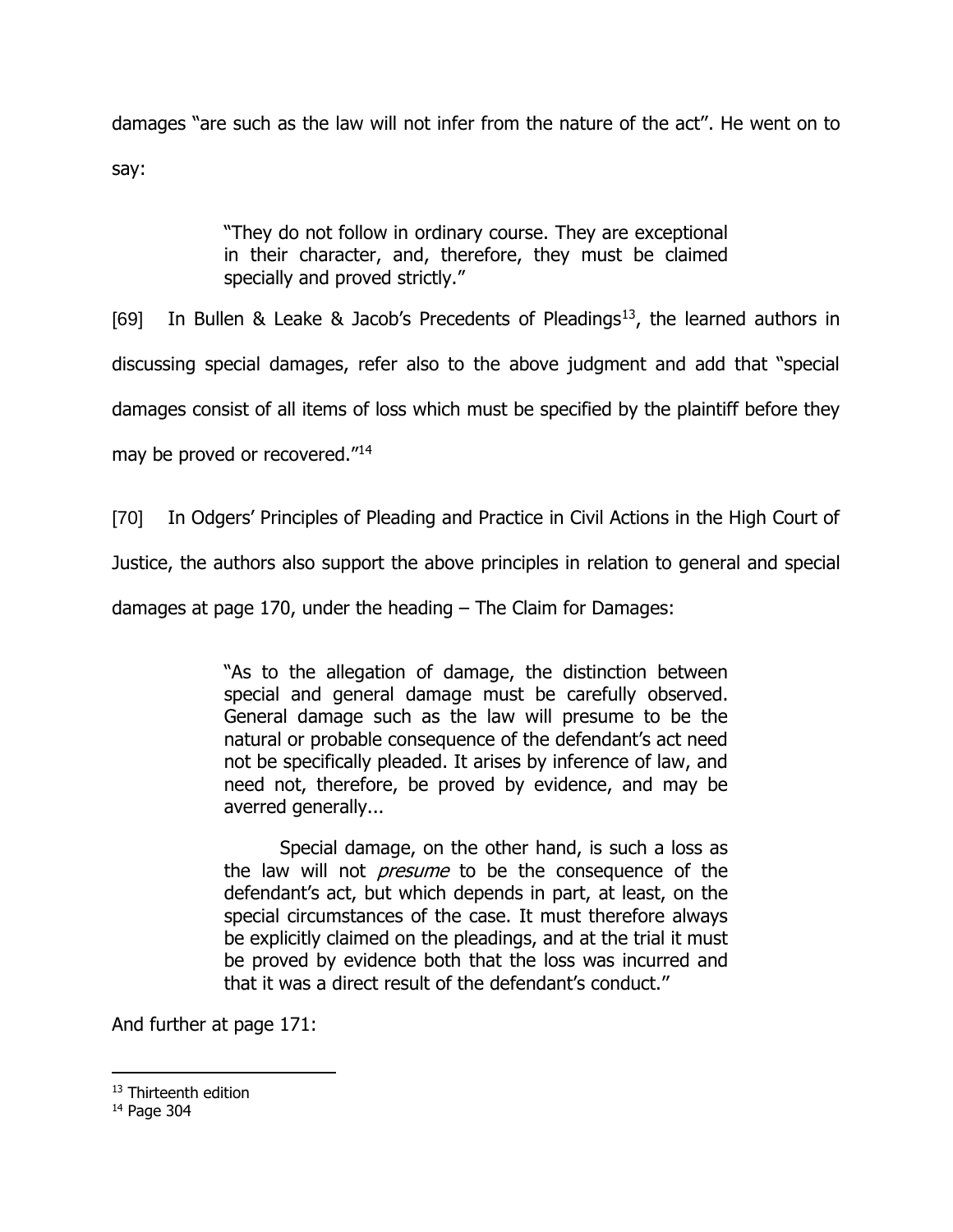damages "are such as the law will not infer from the nature of the act". He went on to say:

> "They do not follow in ordinary course. They are exceptional in their character, and, therefore, they must be claimed specially and proved strictly."

[69] In Bullen & Leake & Jacob's Precedents of Pleadings[13], the learned authors in discussing special damages, refer also to the above judgment and add that "special damages consist of all items of loss which must be specified by the plaintiff before they may be proved or recovered."[14]

[70] In Odgers' Principles of Pleading and Practice in Civil Actions in the High Court of Justice, the authors also support the above principles in relation to general and special damages at page 170, under the heading – The Claim for Damages:

> "As to the allegation of damage, the distinction between special and general damage must be carefully observed. General damage such as the law will presume to be the natural or probable consequence of the defendant's act need not be specifically pleaded. It arises by inference of law, and need not, therefore, be proved by evidence, and may be averred generally...
>
> Special damage, on the other hand, is such a loss as the law will not *presume* to be the consequence of the defendant's act, but which depends in part, at least, on the special circumstances of the case. It must therefore always be explicitly claimed on the pleadings, and at the trial it must be proved by evidence both that the loss was incurred and that it was a direct result of the defendant's conduct."

And further at page 171:

---

[13] Thirteenth edition

[14] Page 304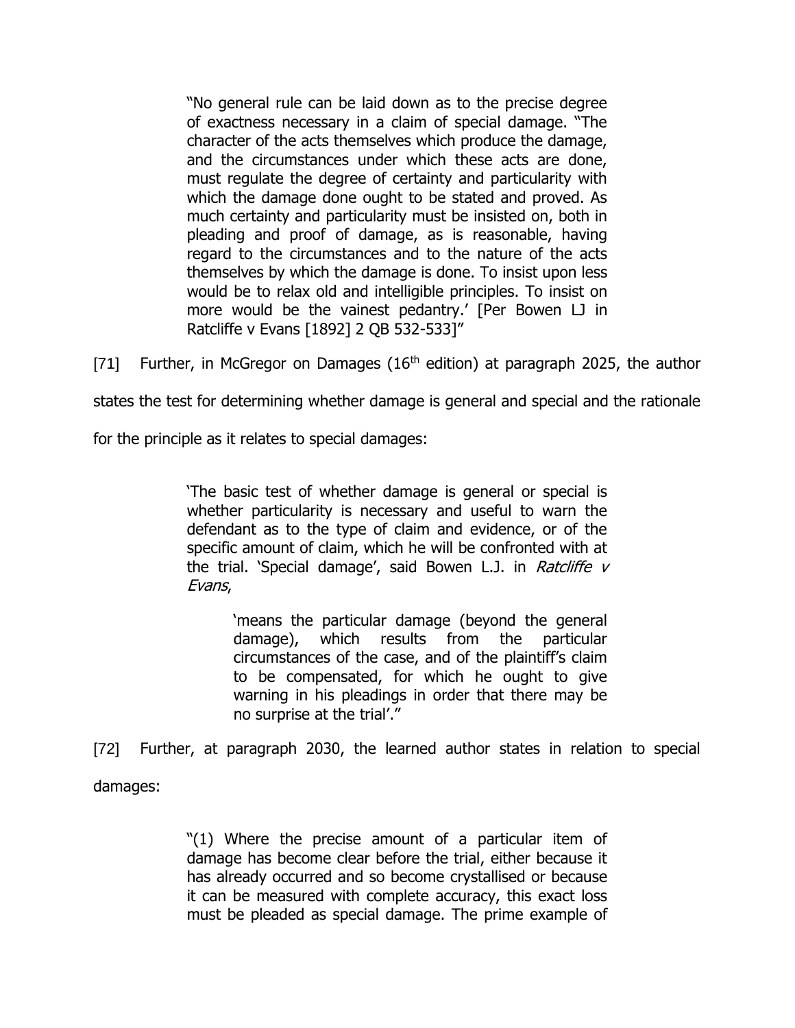> "No general rule can be laid down as to the precise degree of exactness necessary in a claim of special damage. "The character of the acts themselves which produce the damage, and the circumstances under which these acts are done, must regulate the degree of certainty and particularity with which the damage done ought to be stated and proved. As much certainty and particularity must be insisted on, both in pleading and proof of damage, as is reasonable, having regard to the circumstances and to the nature of the acts themselves by which the damage is done. To insist upon less would be to relax old and intelligible principles. To insist on more would be the vainest pedantry.' [Per Bowen LJ in Ratcliffe v Evans [1892] 2 QB 532-533]"

[71] Further, in McGregor on Damages (16th edition) at paragraph 2025, the author states the test for determining whether damage is general and special and the rationale for the principle as it relates to special damages:

> 'The basic test of whether damage is general or special is whether particularity is necessary and useful to warn the defendant as to the type of claim and evidence, or of the specific amount of claim, which he will be confronted with at the trial. 'Special damage', said Bowen L.J. in *Ratcliffe v Evans*,
>
> > 'means the particular damage (beyond the general damage), which results from the particular circumstances of the case, and of the plaintiff's claim to be compensated, for which he ought to give warning in his pleadings in order that there may be no surprise at the trial'."

[72] Further, at paragraph 2030, the learned author states in relation to special damages:

> "(1) Where the precise amount of a particular item of damage has become clear before the trial, either because it has already occurred and so become crystallised or because it can be measured with complete accuracy, this exact loss must be pleaded as special damage. The prime example of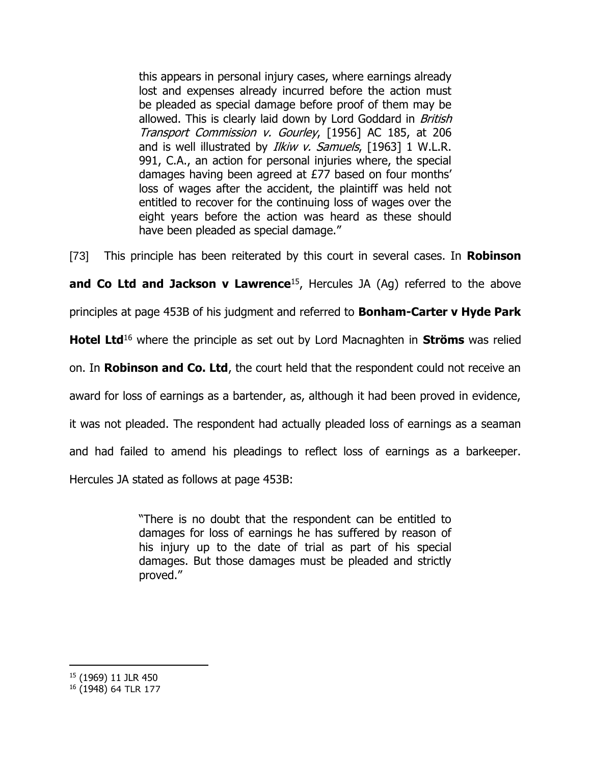> this appears in personal injury cases, where earnings already lost and expenses already incurred before the action must be pleaded as special damage before proof of them may be allowed. This is clearly laid down by Lord Goddard in *British Transport Commission v. Gourley*, [1956] AC 185, at 206 and is well illustrated by *Ilkiw v. Samuels*, [1963] 1 W.L.R. 991, C.A., an action for personal injuries where, the special damages having been agreed at £77 based on four months' loss of wages after the accident, the plaintiff was held not entitled to recover for the continuing loss of wages over the eight years before the action was heard as these should have been pleaded as special damage."

[73] This principle has been reiterated by this court in several cases. In **Robinson and Co Ltd and Jackson v Lawrence**[15], Hercules JA (Ag) referred to the above principles at page 453B of his judgment and referred to **Bonham-Carter v Hyde Park Hotel Ltd**[16] where the principle as set out by Lord Macnaghten in **Ströms** was relied on. In **Robinson and Co. Ltd**, the court held that the respondent could not receive an award for loss of earnings as a bartender, as, although it had been proved in evidence, it was not pleaded. The respondent had actually pleaded loss of earnings as a seaman and had failed to amend his pleadings to reflect loss of earnings as a barkeeper. Hercules JA stated as follows at page 453B:

> "There is no doubt that the respondent can be entitled to damages for loss of earnings he has suffered by reason of his injury up to the date of trial as part of his special damages. But those damages must be pleaded and strictly proved."

---

[15] (1969) 11 JLR 450

[16] (1948) 64 TLR 177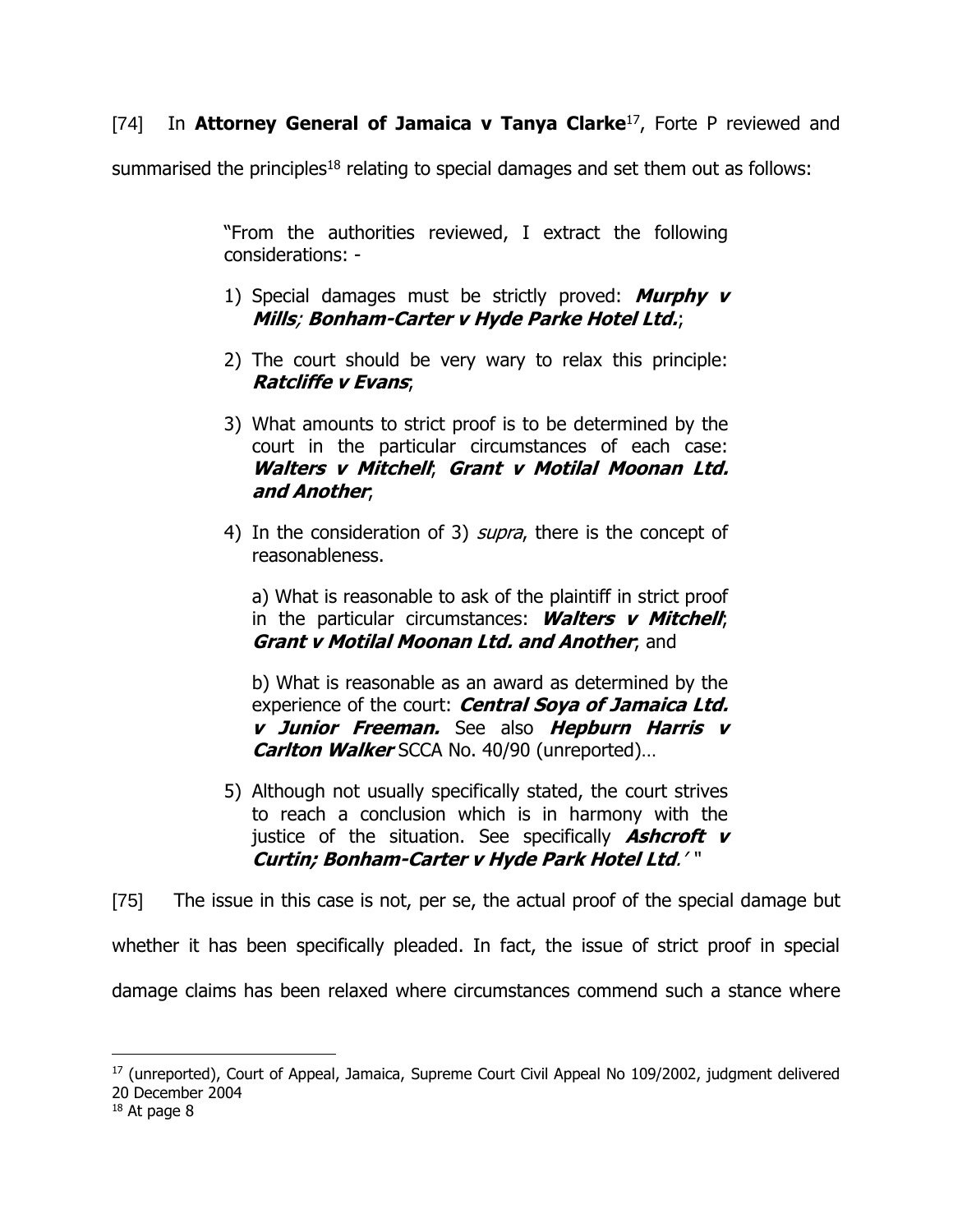[74] In **Attorney General of Jamaica v Tanya Clarke**[17], Forte P reviewed and summarised the principles[18] relating to special damages and set them out as follows:

> "From the authorities reviewed, I extract the following considerations: -
>
> 1) Special damages must be strictly proved: ***Murphy v Mills***; ***Bonham-Carter v Hyde Parke Hotel Ltd.***;
>
> 2) The court should be very wary to relax this principle: ***Ratcliffe v Evans***;
>
> 3) What amounts to strict proof is to be determined by the court in the particular circumstances of each case: ***Walters v Mitchell***; ***Grant v Motilal Moonan Ltd. and Another***;
>
> 4) In the consideration of 3) *supra*, there is the concept of reasonableness.
>
>    a) What is reasonable to ask of the plaintiff in strict proof in the particular circumstances: ***Walters v Mitchell***; ***Grant v Motilal Moonan Ltd. and Another***, and
>
>    b) What is reasonable as an award as determined by the experience of the court: ***Central Soya of Jamaica Ltd. v Junior Freeman.*** See also ***Hepburn Harris v Carlton Walker*** SCCA No. 40/90 (unreported)…
>
> 5) Although not usually specifically stated, the court strives to reach a conclusion which is in harmony with the justice of the situation. See specifically ***Ashcroft v Curtin; Bonham-Carter v Hyde Park Hotel Ltd***.' "

[75] The issue in this case is not, per se, the actual proof of the special damage but whether it has been specifically pleaded. In fact, the issue of strict proof in special damage claims has been relaxed where circumstances commend such a stance where

---

[17] (unreported), Court of Appeal, Jamaica, Supreme Court Civil Appeal No 109/2002, judgment delivered 20 December 2004

[18] At page 8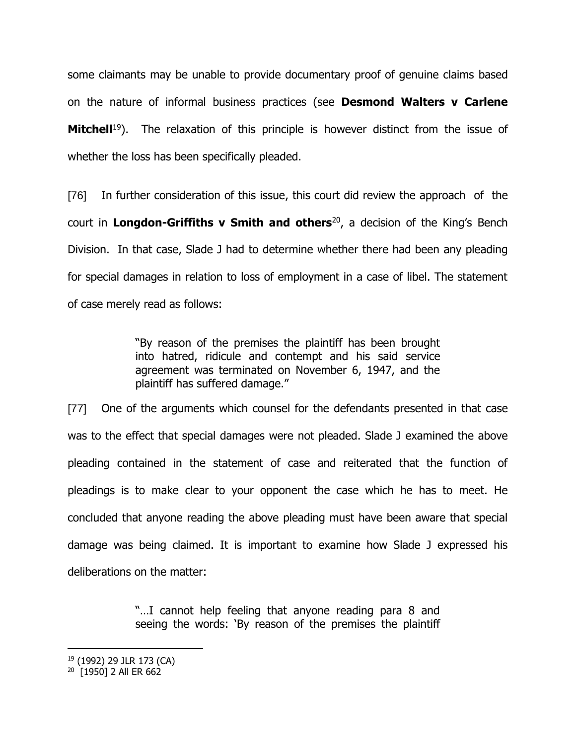some claimants may be unable to provide documentary proof of genuine claims based on the nature of informal business practices (see **Desmond Walters v Carlene Mitchell**[19]). The relaxation of this principle is however distinct from the issue of whether the loss has been specifically pleaded.

[76] In further consideration of this issue, this court did review the approach of the court in **Longdon-Griffiths v Smith and others**[20], a decision of the King's Bench Division. In that case, Slade J had to determine whether there had been any pleading for special damages in relation to loss of employment in a case of libel. The statement of case merely read as follows:

> "By reason of the premises the plaintiff has been brought into hatred, ridicule and contempt and his said service agreement was terminated on November 6, 1947, and the plaintiff has suffered damage."

[77] One of the arguments which counsel for the defendants presented in that case was to the effect that special damages were not pleaded. Slade J examined the above pleading contained in the statement of case and reiterated that the function of pleadings is to make clear to your opponent the case which he has to meet. He concluded that anyone reading the above pleading must have been aware that special damage was being claimed. It is important to examine how Slade J expressed his deliberations on the matter:

> "…I cannot help feeling that anyone reading para 8 and seeing the words: 'By reason of the premises the plaintiff

---

[19] (1992) 29 JLR 173 (CA)

[20] [1950] 2 All ER 662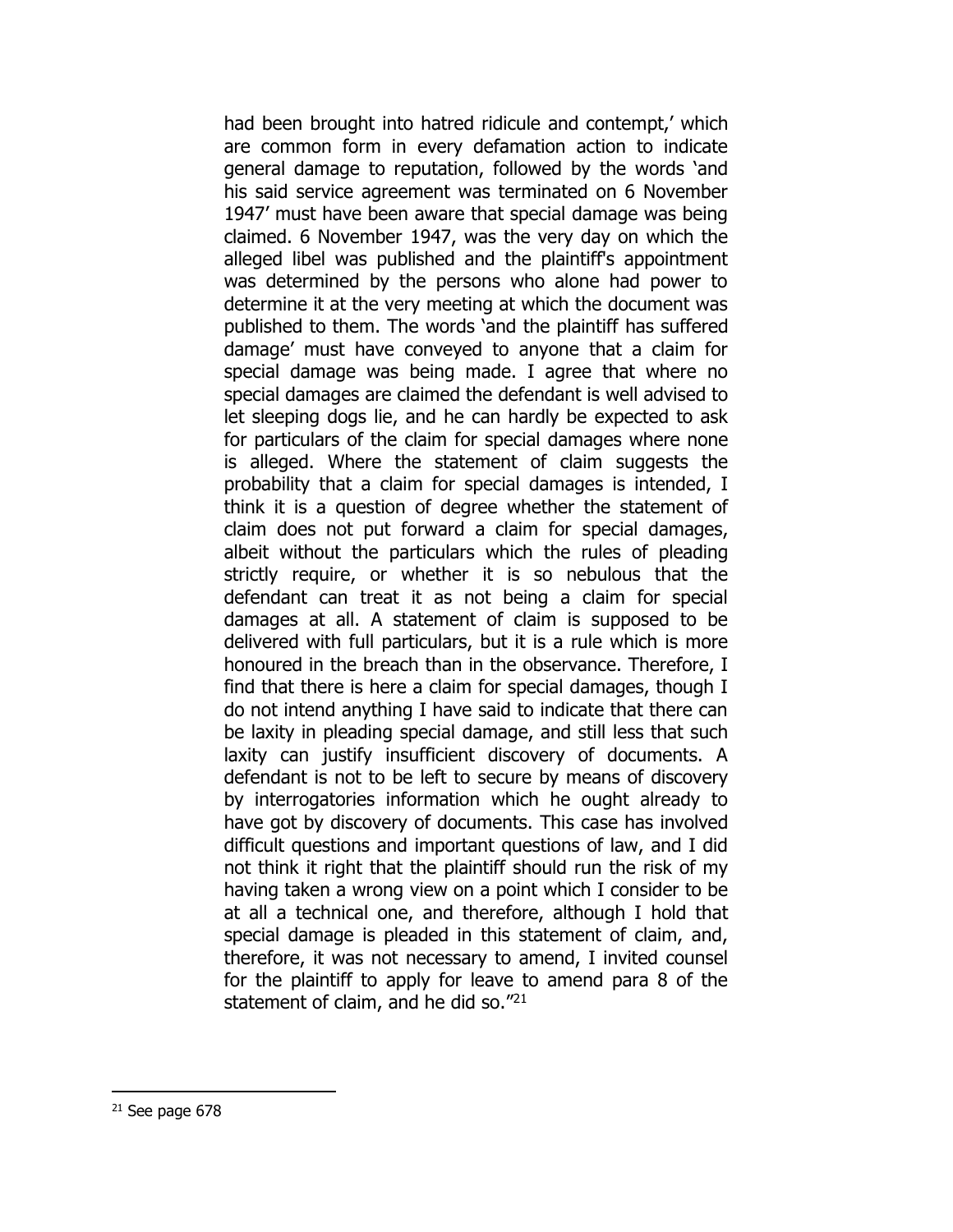had been brought into hatred ridicule and contempt,' which are common form in every defamation action to indicate general damage to reputation, followed by the words 'and his said service agreement was terminated on 6 November 1947' must have been aware that special damage was being claimed. 6 November 1947, was the very day on which the alleged libel was published and the plaintiff's appointment was determined by the persons who alone had power to determine it at the very meeting at which the document was published to them. The words 'and the plaintiff has suffered damage' must have conveyed to anyone that a claim for special damage was being made. I agree that where no special damages are claimed the defendant is well advised to let sleeping dogs lie, and he can hardly be expected to ask for particulars of the claim for special damages where none is alleged. Where the statement of claim suggests the probability that a claim for special damages is intended, I think it is a question of degree whether the statement of claim does not put forward a claim for special damages, albeit without the particulars which the rules of pleading strictly require, or whether it is so nebulous that the defendant can treat it as not being a claim for special damages at all. A statement of claim is supposed to be delivered with full particulars, but it is a rule which is more honoured in the breach than in the observance. Therefore, I find that there is here a claim for special damages, though I do not intend anything I have said to indicate that there can be laxity in pleading special damage, and still less that such laxity can justify insufficient discovery of documents. A defendant is not to be left to secure by means of discovery by interrogatories information which he ought already to have got by discovery of documents. This case has involved difficult questions and important questions of law, and I did not think it right that the plaintiff should run the risk of my having taken a wrong view on a point which I consider to be at all a technical one, and therefore, although I hold that special damage is pleaded in this statement of claim, and, therefore, it was not necessary to amend, I invited counsel for the plaintiff to apply for leave to amend para 8 of the statement of claim, and he did so."[21]

---

[21] See page 678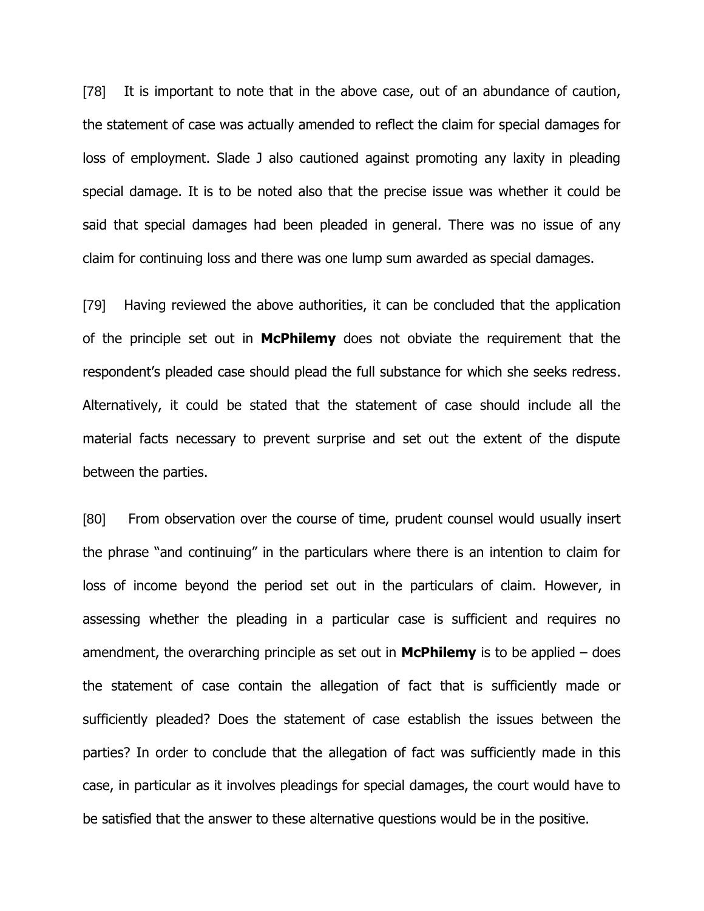[78] It is important to note that in the above case, out of an abundance of caution, the statement of case was actually amended to reflect the claim for special damages for loss of employment. Slade J also cautioned against promoting any laxity in pleading special damage. It is to be noted also that the precise issue was whether it could be said that special damages had been pleaded in general. There was no issue of any claim for continuing loss and there was one lump sum awarded as special damages.

[79] Having reviewed the above authorities, it can be concluded that the application of the principle set out in **McPhilemy** does not obviate the requirement that the respondent's pleaded case should plead the full substance for which she seeks redress. Alternatively, it could be stated that the statement of case should include all the material facts necessary to prevent surprise and set out the extent of the dispute between the parties.

[80] From observation over the course of time, prudent counsel would usually insert the phrase "and continuing" in the particulars where there is an intention to claim for loss of income beyond the period set out in the particulars of claim. However, in assessing whether the pleading in a particular case is sufficient and requires no amendment, the overarching principle as set out in **McPhilemy** is to be applied – does the statement of case contain the allegation of fact that is sufficiently made or sufficiently pleaded? Does the statement of case establish the issues between the parties? In order to conclude that the allegation of fact was sufficiently made in this case, in particular as it involves pleadings for special damages, the court would have to be satisfied that the answer to these alternative questions would be in the positive.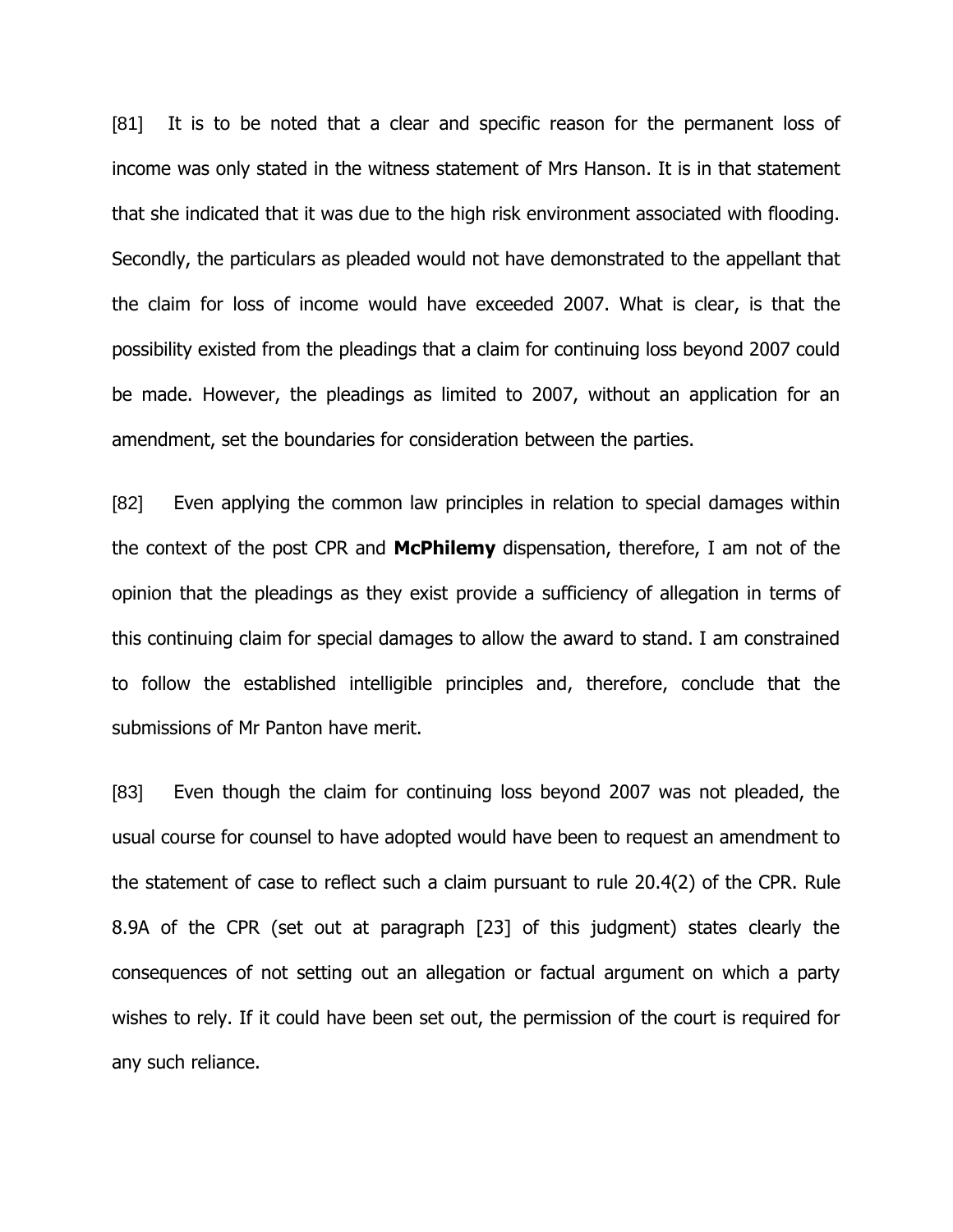[81] It is to be noted that a clear and specific reason for the permanent loss of income was only stated in the witness statement of Mrs Hanson. It is in that statement that she indicated that it was due to the high risk environment associated with flooding. Secondly, the particulars as pleaded would not have demonstrated to the appellant that the claim for loss of income would have exceeded 2007. What is clear, is that the possibility existed from the pleadings that a claim for continuing loss beyond 2007 could be made. However, the pleadings as limited to 2007, without an application for an amendment, set the boundaries for consideration between the parties.

[82] Even applying the common law principles in relation to special damages within the context of the post CPR and **McPhilemy** dispensation, therefore, I am not of the opinion that the pleadings as they exist provide a sufficiency of allegation in terms of this continuing claim for special damages to allow the award to stand. I am constrained to follow the established intelligible principles and, therefore, conclude that the submissions of Mr Panton have merit.

[83] Even though the claim for continuing loss beyond 2007 was not pleaded, the usual course for counsel to have adopted would have been to request an amendment to the statement of case to reflect such a claim pursuant to rule 20.4(2) of the CPR. Rule 8.9A of the CPR (set out at paragraph [23] of this judgment) states clearly the consequences of not setting out an allegation or factual argument on which a party wishes to rely. If it could have been set out, the permission of the court is required for any such reliance.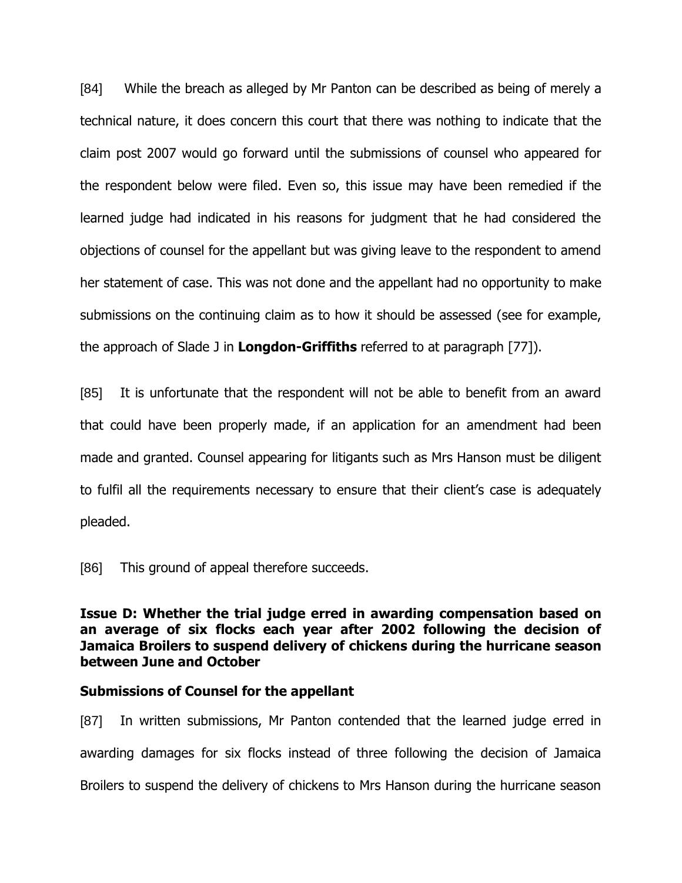[84] While the breach as alleged by Mr Panton can be described as being of merely a technical nature, it does concern this court that there was nothing to indicate that the claim post 2007 would go forward until the submissions of counsel who appeared for the respondent below were filed. Even so, this issue may have been remedied if the learned judge had indicated in his reasons for judgment that he had considered the objections of counsel for the appellant but was giving leave to the respondent to amend her statement of case. This was not done and the appellant had no opportunity to make submissions on the continuing claim as to how it should be assessed (see for example, the approach of Slade J in **Longdon-Griffiths** referred to at paragraph [77]).

[85] It is unfortunate that the respondent will not be able to benefit from an award that could have been properly made, if an application for an amendment had been made and granted. Counsel appearing for litigants such as Mrs Hanson must be diligent to fulfil all the requirements necessary to ensure that their client's case is adequately pleaded.

[86] This ground of appeal therefore succeeds.

**Issue D: Whether the trial judge erred in awarding compensation based on an average of six flocks each year after 2002 following the decision of Jamaica Broilers to suspend delivery of chickens during the hurricane season between June and October**

**Submissions of Counsel for the appellant**

[87] In written submissions, Mr Panton contended that the learned judge erred in awarding damages for six flocks instead of three following the decision of Jamaica Broilers to suspend the delivery of chickens to Mrs Hanson during the hurricane season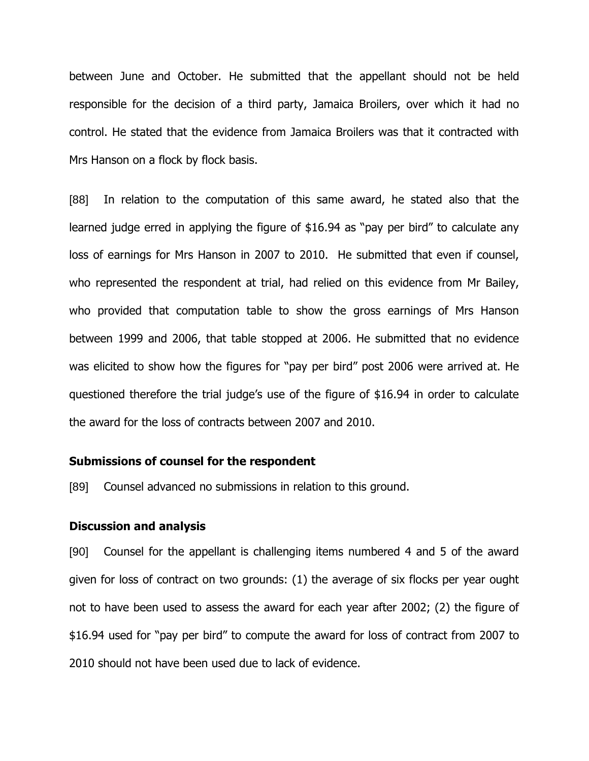between June and October. He submitted that the appellant should not be held responsible for the decision of a third party, Jamaica Broilers, over which it had no control. He stated that the evidence from Jamaica Broilers was that it contracted with Mrs Hanson on a flock by flock basis.

[88] In relation to the computation of this same award, he stated also that the learned judge erred in applying the figure of $16.94 as "pay per bird" to calculate any loss of earnings for Mrs Hanson in 2007 to 2010. He submitted that even if counsel, who represented the respondent at trial, had relied on this evidence from Mr Bailey, who provided that computation table to show the gross earnings of Mrs Hanson between 1999 and 2006, that table stopped at 2006. He submitted that no evidence was elicited to show how the figures for "pay per bird" post 2006 were arrived at. He questioned therefore the trial judge's use of the figure of $16.94 in order to calculate the award for the loss of contracts between 2007 and 2010.

**Submissions of counsel for the respondent**

[89] Counsel advanced no submissions in relation to this ground.

**Discussion and analysis**

[90] Counsel for the appellant is challenging items numbered 4 and 5 of the award given for loss of contract on two grounds: (1) the average of six flocks per year ought not to have been used to assess the award for each year after 2002; (2) the figure of $16.94 used for "pay per bird" to compute the award for loss of contract from 2007 to 2010 should not have been used due to lack of evidence.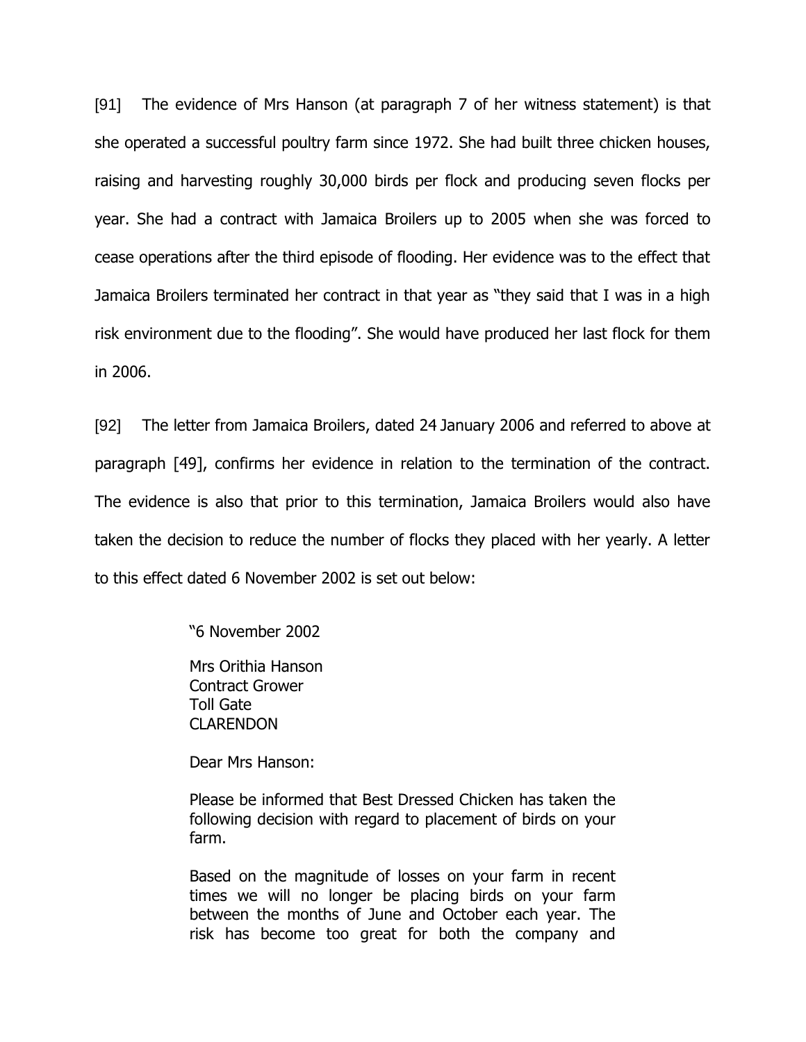[91] The evidence of Mrs Hanson (at paragraph 7 of her witness statement) is that she operated a successful poultry farm since 1972. She had built three chicken houses, raising and harvesting roughly 30,000 birds per flock and producing seven flocks per year. She had a contract with Jamaica Broilers up to 2005 when she was forced to cease operations after the third episode of flooding. Her evidence was to the effect that Jamaica Broilers terminated her contract in that year as "they said that I was in a high risk environment due to the flooding". She would have produced her last flock for them in 2006.

[92] The letter from Jamaica Broilers, dated 24 January 2006 and referred to above at paragraph [49], confirms her evidence in relation to the termination of the contract. The evidence is also that prior to this termination, Jamaica Broilers would also have taken the decision to reduce the number of flocks they placed with her yearly. A letter to this effect dated 6 November 2002 is set out below:

> "6 November 2002
>
> Mrs Orithia Hanson
> Contract Grower
> Toll Gate
> CLARENDON
>
> Dear Mrs Hanson:
>
> Please be informed that Best Dressed Chicken has taken the following decision with regard to placement of birds on your farm.
>
> Based on the magnitude of losses on your farm in recent times we will no longer be placing birds on your farm between the months of June and October each year. The risk has become too great for both the company and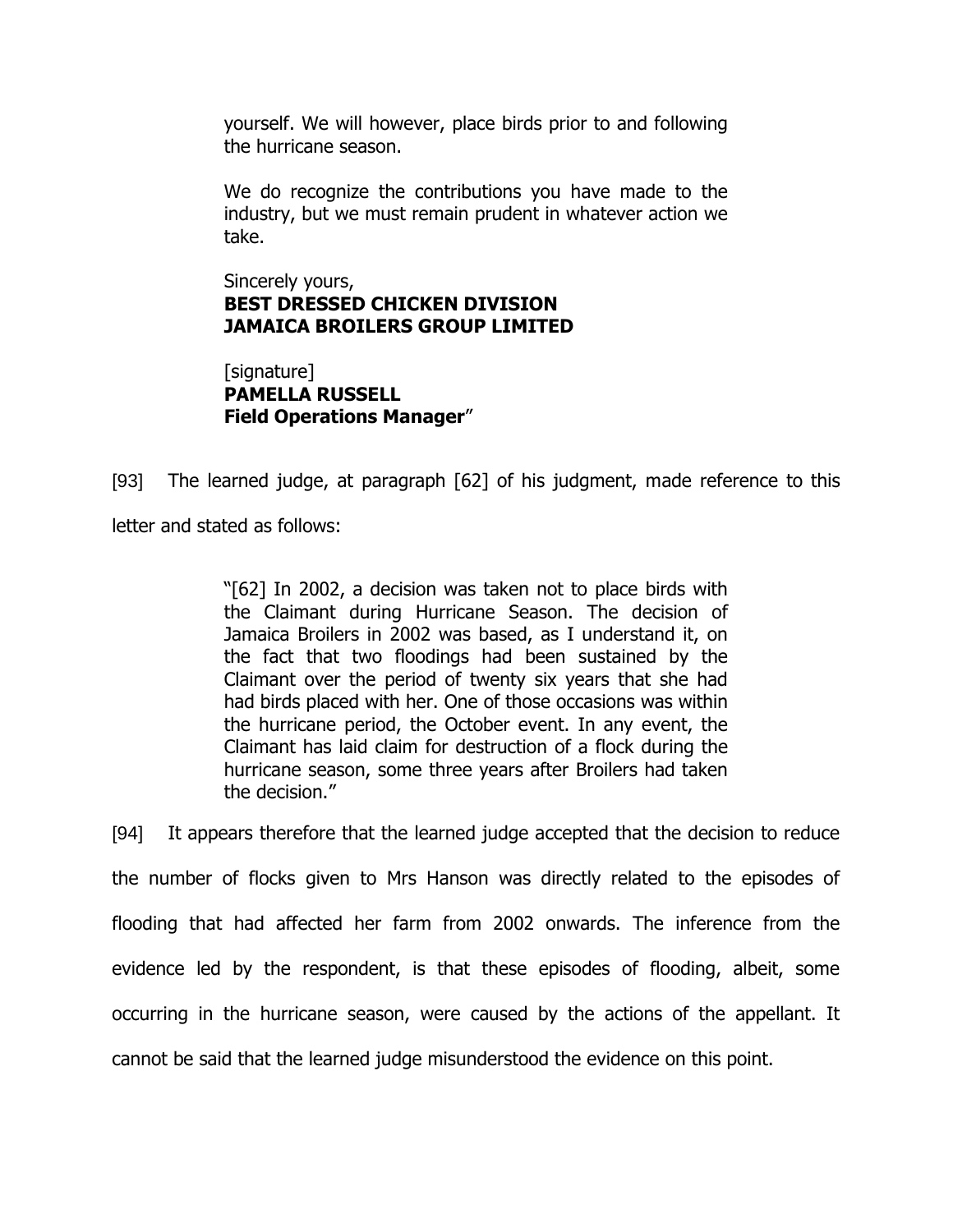> yourself. We will however, place birds prior to and following the hurricane season.
>
> We do recognize the contributions you have made to the industry, but we must remain prudent in whatever action we take.
>
> Sincerely yours,
> **BEST DRESSED CHICKEN DIVISION**
> **JAMAICA BROILERS GROUP LIMITED**
>
> [signature]
> **PAMELLA RUSSELL**
> **Field Operations Manager**"

[93] The learned judge, at paragraph [62] of his judgment, made reference to this letter and stated as follows:

> "[62] In 2002, a decision was taken not to place birds with the Claimant during Hurricane Season. The decision of Jamaica Broilers in 2002 was based, as I understand it, on the fact that two floodings had been sustained by the Claimant over the period of twenty six years that she had had birds placed with her. One of those occasions was within the hurricane period, the October event. In any event, the Claimant has laid claim for destruction of a flock during the hurricane season, some three years after Broilers had taken the decision."

[94] It appears therefore that the learned judge accepted that the decision to reduce the number of flocks given to Mrs Hanson was directly related to the episodes of flooding that had affected her farm from 2002 onwards. The inference from the evidence led by the respondent, is that these episodes of flooding, albeit, some occurring in the hurricane season, were caused by the actions of the appellant. It cannot be said that the learned judge misunderstood the evidence on this point.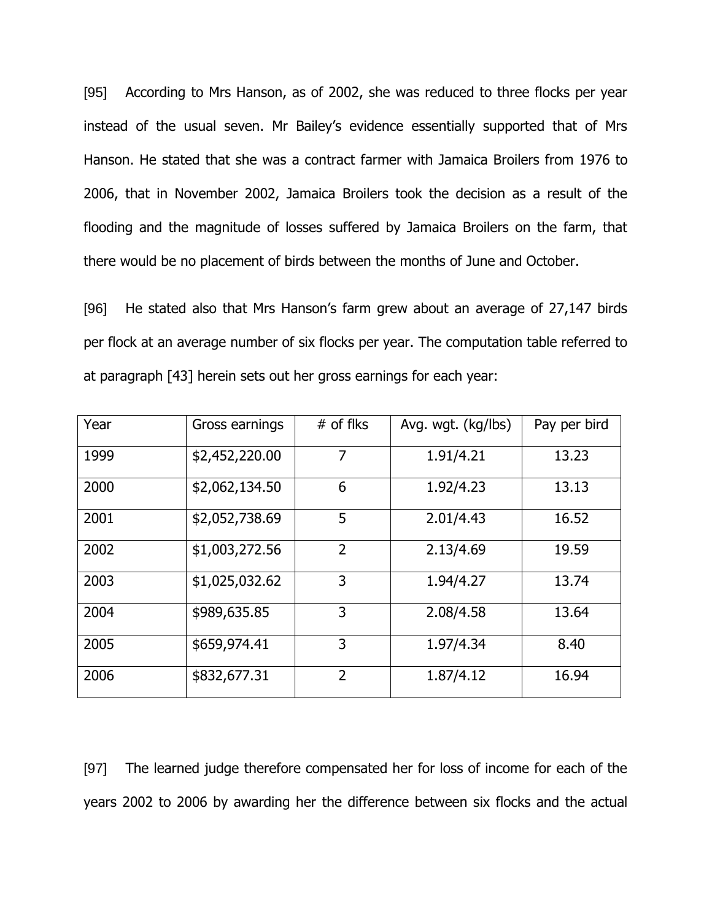[95] According to Mrs Hanson, as of 2002, she was reduced to three flocks per year instead of the usual seven. Mr Bailey's evidence essentially supported that of Mrs Hanson. He stated that she was a contract farmer with Jamaica Broilers from 1976 to 2006, that in November 2002, Jamaica Broilers took the decision as a result of the flooding and the magnitude of losses suffered by Jamaica Broilers on the farm, that there would be no placement of birds between the months of June and October.

[96] He stated also that Mrs Hanson's farm grew about an average of 27,147 birds per flock at an average number of six flocks per year. The computation table referred to at paragraph [43] herein sets out her gross earnings for each year:

| Year | Gross earnings | # of flks | Avg. wgt. (kg/lbs) | Pay per bird |
|---|---|---|---|---|
| 1999 | $2,452,220.00 | 7 | 1.91/4.21 | 13.23 |
| 2000 | $2,062,134.50 | 6 | 1.92/4.23 | 13.13 |
| 2001 | $2,052,738.69 | 5 | 2.01/4.43 | 16.52 |
| 2002 | $1,003,272.56 | 2 | 2.13/4.69 | 19.59 |
| 2003 | $1,025,032.62 | 3 | 1.94/4.27 | 13.74 |
| 2004 | $989,635.85 | 3 | 2.08/4.58 | 13.64 |
| 2005 | $659,974.41 | 3 | 1.97/4.34 | 8.40 |
| 2006 | $832,677.31 | 2 | 1.87/4.12 | 16.94 |

[97] The learned judge therefore compensated her for loss of income for each of the years 2002 to 2006 by awarding her the difference between six flocks and the actual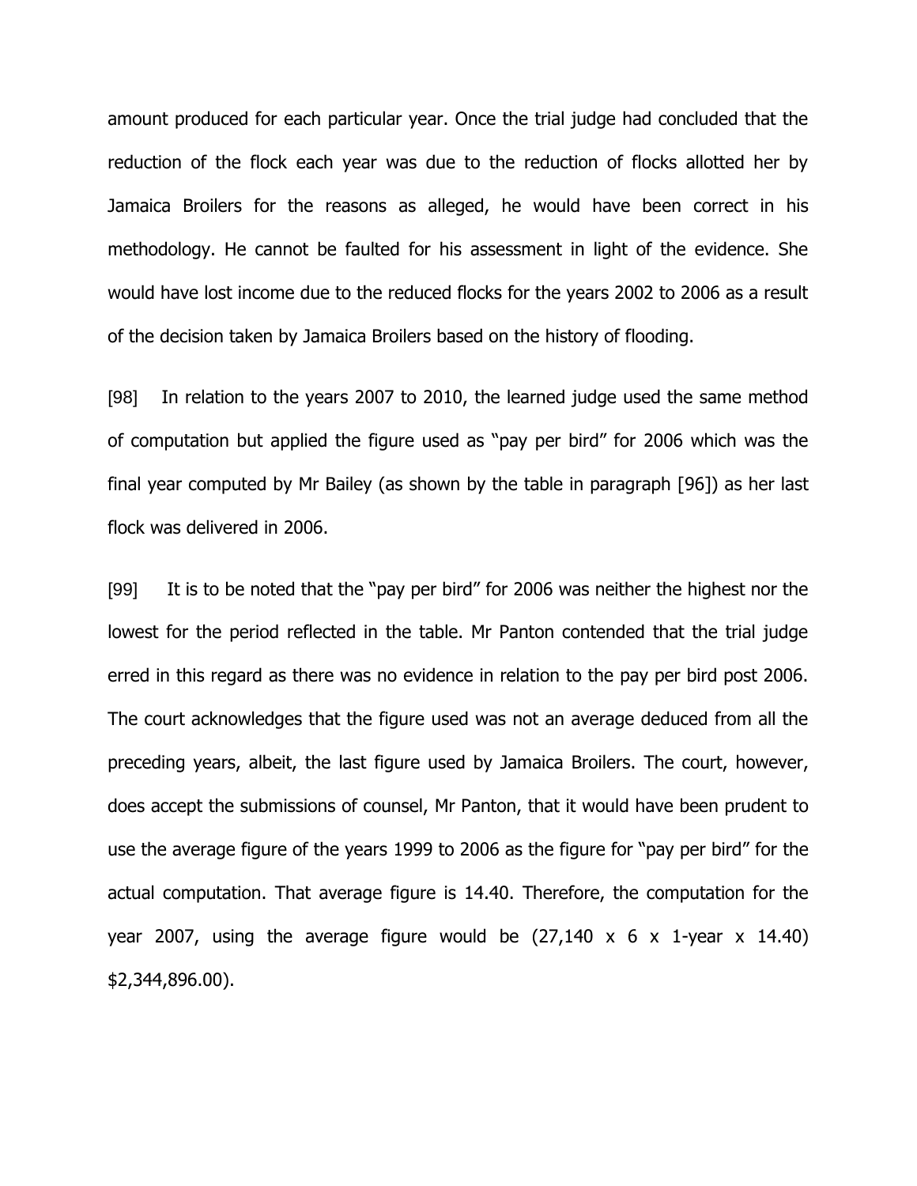amount produced for each particular year. Once the trial judge had concluded that the reduction of the flock each year was due to the reduction of flocks allotted her by Jamaica Broilers for the reasons as alleged, he would have been correct in his methodology. He cannot be faulted for his assessment in light of the evidence. She would have lost income due to the reduced flocks for the years 2002 to 2006 as a result of the decision taken by Jamaica Broilers based on the history of flooding.

[98] In relation to the years 2007 to 2010, the learned judge used the same method of computation but applied the figure used as "pay per bird" for 2006 which was the final year computed by Mr Bailey (as shown by the table in paragraph [96]) as her last flock was delivered in 2006.

[99] It is to be noted that the "pay per bird" for 2006 was neither the highest nor the lowest for the period reflected in the table. Mr Panton contended that the trial judge erred in this regard as there was no evidence in relation to the pay per bird post 2006. The court acknowledges that the figure used was not an average deduced from all the preceding years, albeit, the last figure used by Jamaica Broilers. The court, however, does accept the submissions of counsel, Mr Panton, that it would have been prudent to use the average figure of the years 1999 to 2006 as the figure for "pay per bird" for the actual computation. That average figure is 14.40. Therefore, the computation for the year 2007, using the average figure would be (27,140 x 6 x 1-year x 14.40) $2,344,896.00).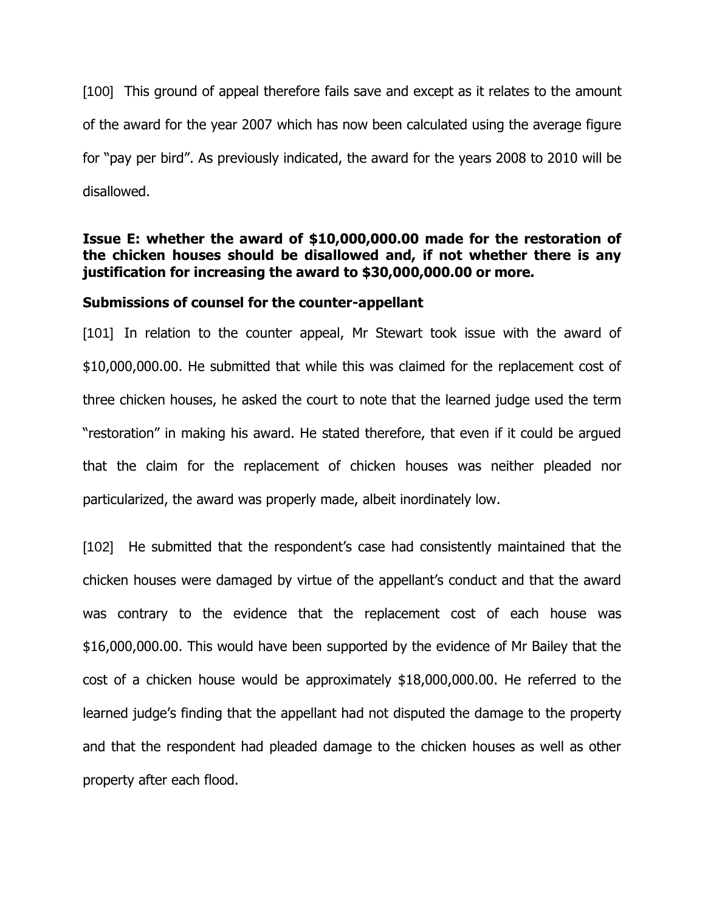[100] This ground of appeal therefore fails save and except as it relates to the amount of the award for the year 2007 which has now been calculated using the average figure for "pay per bird". As previously indicated, the award for the years 2008 to 2010 will be disallowed.

**Issue E: whether the award of $10,000,000.00 made for the restoration of the chicken houses should be disallowed and, if not whether there is any justification for increasing the award to $30,000,000.00 or more.**

**Submissions of counsel for the counter-appellant**

[101] In relation to the counter appeal, Mr Stewart took issue with the award of $10,000,000.00. He submitted that while this was claimed for the replacement cost of three chicken houses, he asked the court to note that the learned judge used the term "restoration" in making his award. He stated therefore, that even if it could be argued that the claim for the replacement of chicken houses was neither pleaded nor particularized, the award was properly made, albeit inordinately low.

[102] He submitted that the respondent's case had consistently maintained that the chicken houses were damaged by virtue of the appellant's conduct and that the award was contrary to the evidence that the replacement cost of each house was $16,000,000.00. This would have been supported by the evidence of Mr Bailey that the cost of a chicken house would be approximately $18,000,000.00. He referred to the learned judge's finding that the appellant had not disputed the damage to the property and that the respondent had pleaded damage to the chicken houses as well as other property after each flood.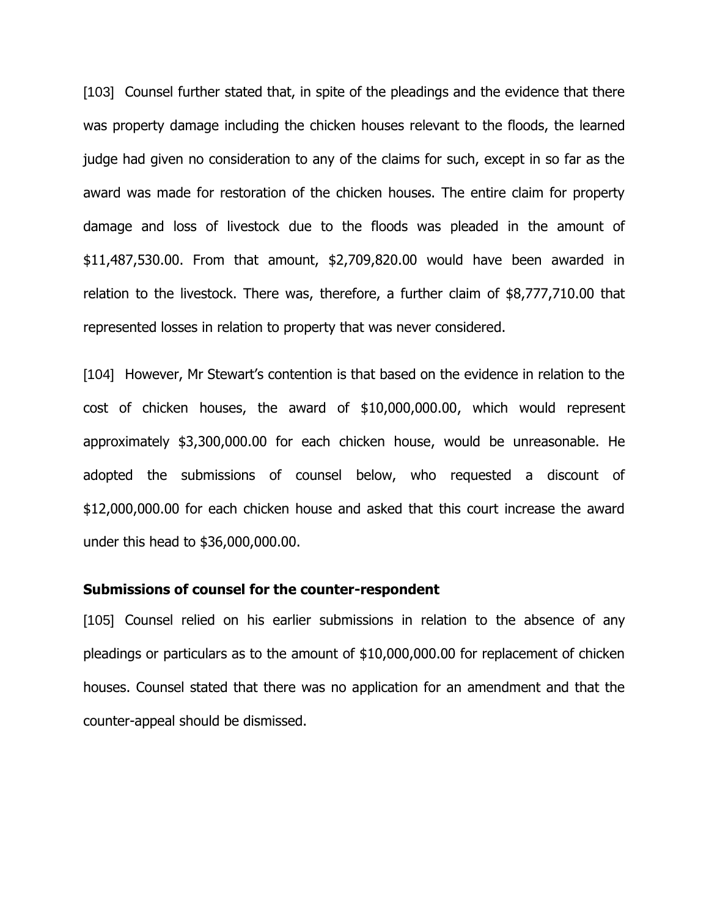[103] Counsel further stated that, in spite of the pleadings and the evidence that there was property damage including the chicken houses relevant to the floods, the learned judge had given no consideration to any of the claims for such, except in so far as the award was made for restoration of the chicken houses. The entire claim for property damage and loss of livestock due to the floods was pleaded in the amount of $11,487,530.00. From that amount, $2,709,820.00 would have been awarded in relation to the livestock. There was, therefore, a further claim of $8,777,710.00 that represented losses in relation to property that was never considered.

[104] However, Mr Stewart's contention is that based on the evidence in relation to the cost of chicken houses, the award of $10,000,000.00, which would represent approximately $3,300,000.00 for each chicken house, would be unreasonable. He adopted the submissions of counsel below, who requested a discount of $12,000,000.00 for each chicken house and asked that this court increase the award under this head to $36,000,000.00.

**Submissions of counsel for the counter-respondent**

[105] Counsel relied on his earlier submissions in relation to the absence of any pleadings or particulars as to the amount of $10,000,000.00 for replacement of chicken houses. Counsel stated that there was no application for an amendment and that the counter-appeal should be dismissed.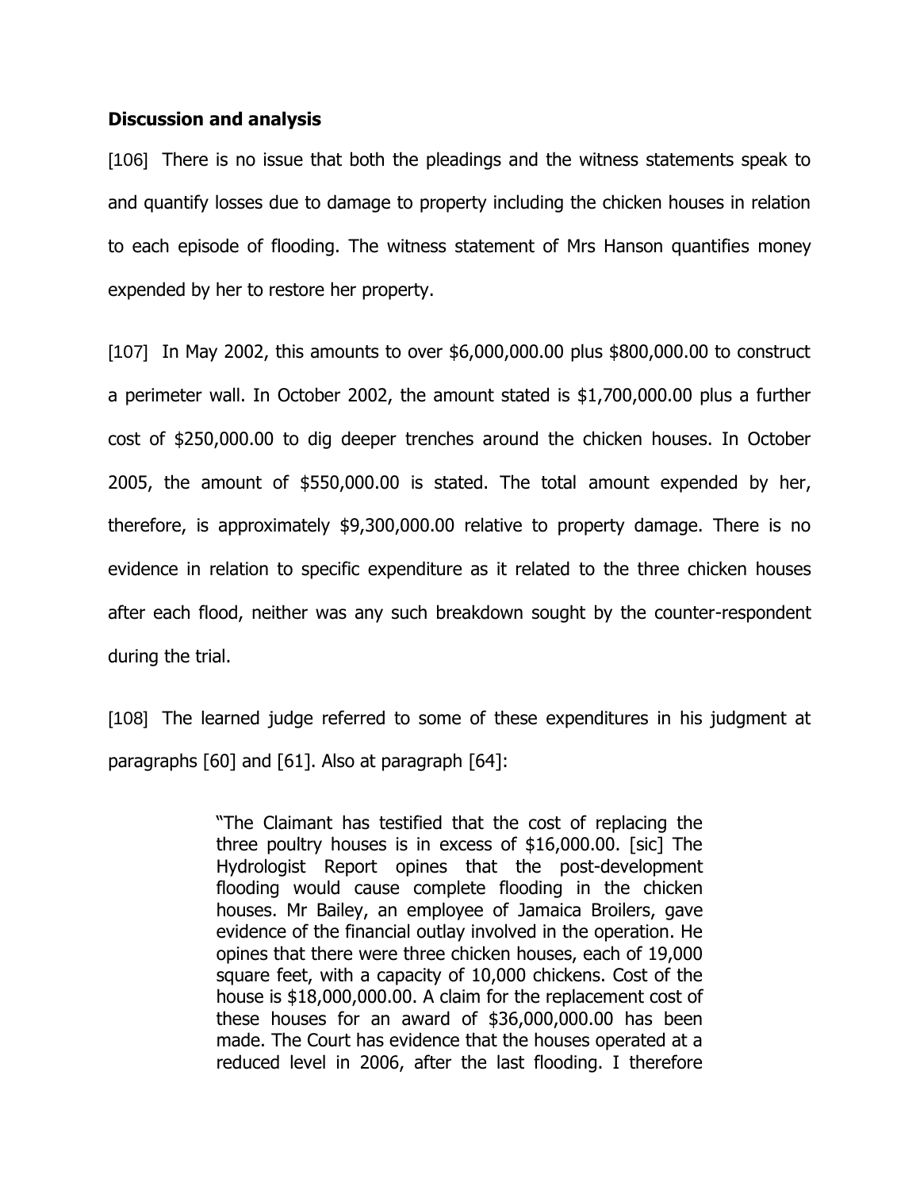**Discussion and analysis**

[106] There is no issue that both the pleadings and the witness statements speak to and quantify losses due to damage to property including the chicken houses in relation to each episode of flooding. The witness statement of Mrs Hanson quantifies money expended by her to restore her property.

[107] In May 2002, this amounts to over $6,000,000.00 plus $800,000.00 to construct a perimeter wall. In October 2002, the amount stated is $1,700,000.00 plus a further cost of $250,000.00 to dig deeper trenches around the chicken houses. In October 2005, the amount of $550,000.00 is stated. The total amount expended by her, therefore, is approximately $9,300,000.00 relative to property damage. There is no evidence in relation to specific expenditure as it related to the three chicken houses after each flood, neither was any such breakdown sought by the counter-respondent during the trial.

[108] The learned judge referred to some of these expenditures in his judgment at paragraphs [60] and [61]. Also at paragraph [64]:

> "The Claimant has testified that the cost of replacing the three poultry houses is in excess of $16,000.00. [sic] The Hydrologist Report opines that the post-development flooding would cause complete flooding in the chicken houses. Mr Bailey, an employee of Jamaica Broilers, gave evidence of the financial outlay involved in the operation. He opines that there were three chicken houses, each of 19,000 square feet, with a capacity of 10,000 chickens. Cost of the house is $18,000,000.00. A claim for the replacement cost of these houses for an award of $36,000,000.00 has been made. The Court has evidence that the houses operated at a reduced level in 2006, after the last flooding. I therefore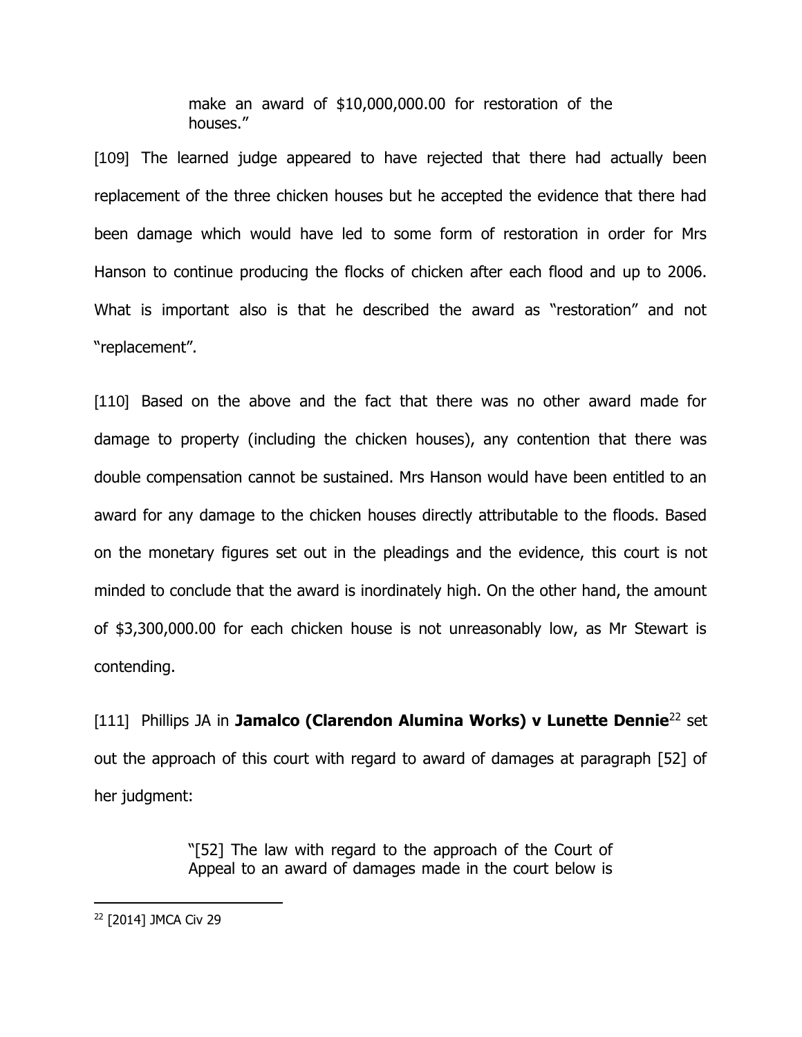> make an award of $10,000,000.00 for restoration of the houses."

[109] The learned judge appeared to have rejected that there had actually been replacement of the three chicken houses but he accepted the evidence that there had been damage which would have led to some form of restoration in order for Mrs Hanson to continue producing the flocks of chicken after each flood and up to 2006. What is important also is that he described the award as "restoration" and not "replacement".

[110] Based on the above and the fact that there was no other award made for damage to property (including the chicken houses), any contention that there was double compensation cannot be sustained. Mrs Hanson would have been entitled to an award for any damage to the chicken houses directly attributable to the floods. Based on the monetary figures set out in the pleadings and the evidence, this court is not minded to conclude that the award is inordinately high. On the other hand, the amount of $3,300,000.00 for each chicken house is not unreasonably low, as Mr Stewart is contending.

[111] Phillips JA in **Jamalco (Clarendon Alumina Works) v Lunette Dennie**[22] set out the approach of this court with regard to award of damages at paragraph [52] of her judgment:

> "[52] The law with regard to the approach of the Court of Appeal to an award of damages made in the court below is

[22] [2014] JMCA Civ 29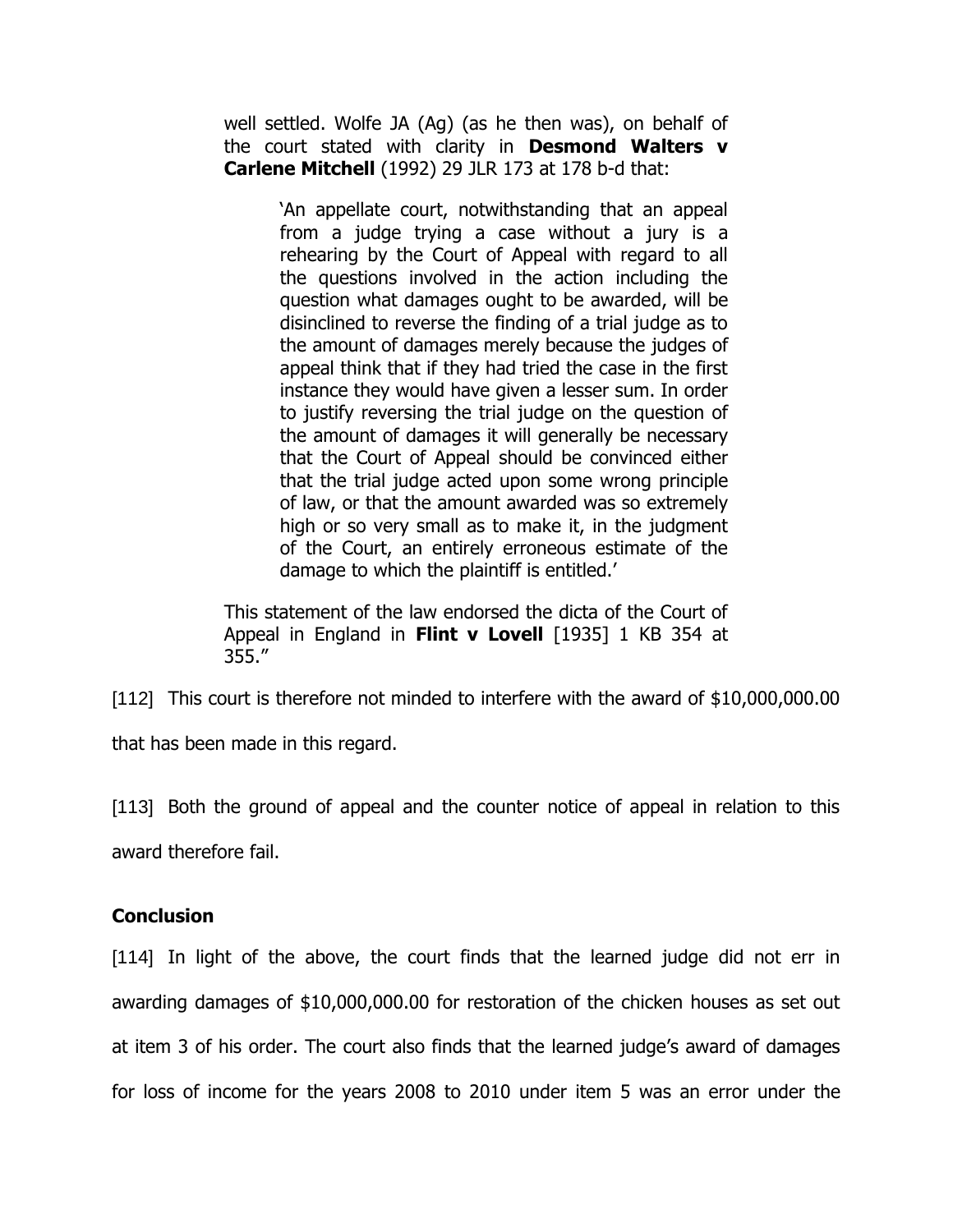well settled. Wolfe JA (Ag) (as he then was), on behalf of the court stated with clarity in **Desmond Walters v Carlene Mitchell** (1992) 29 JLR 173 at 178 b-d that:

> 'An appellate court, notwithstanding that an appeal from a judge trying a case without a jury is a rehearing by the Court of Appeal with regard to all the questions involved in the action including the question what damages ought to be awarded, will be disinclined to reverse the finding of a trial judge as to the amount of damages merely because the judges of appeal think that if they had tried the case in the first instance they would have given a lesser sum. In order to justify reversing the trial judge on the question of the amount of damages it will generally be necessary that the Court of Appeal should be convinced either that the trial judge acted upon some wrong principle of law, or that the amount awarded was so extremely high or so very small as to make it, in the judgment of the Court, an entirely erroneous estimate of the damage to which the plaintiff is entitled.'

This statement of the law endorsed the dicta of the Court of Appeal in England in **Flint v Lovell** [1935] 1 KB 354 at 355."

[112] This court is therefore not minded to interfere with the award of $10,000,000.00 that has been made in this regard.

[113] Both the ground of appeal and the counter notice of appeal in relation to this award therefore fail.

## Conclusion

[114] In light of the above, the court finds that the learned judge did not err in awarding damages of $10,000,000.00 for restoration of the chicken houses as set out at item 3 of his order. The court also finds that the learned judge's award of damages for loss of income for the years 2008 to 2010 under item 5 was an error under the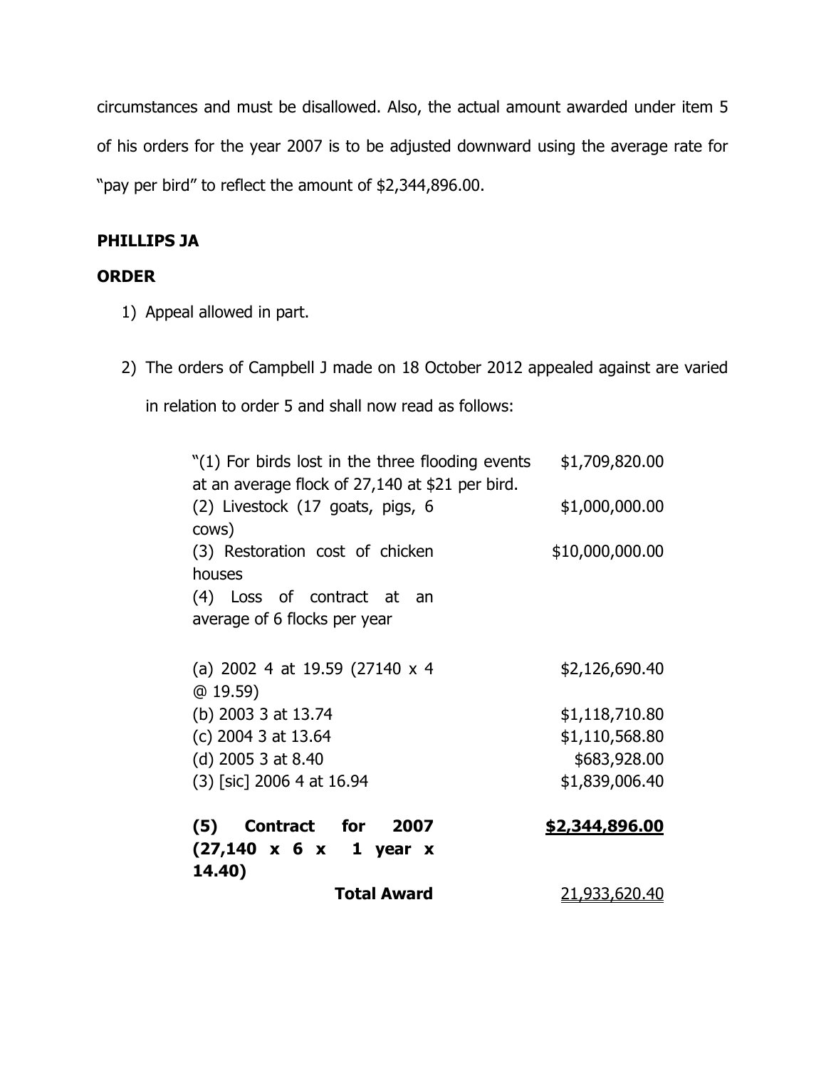circumstances and must be disallowed. Also, the actual amount awarded under item 5 of his orders for the year 2007 is to be adjusted downward using the average rate for "pay per bird" to reflect the amount of $2,344,896.00.

**PHILLIPS JA**

**ORDER**

1) Appeal allowed in part.

2) The orders of Campbell J made on 18 October 2012 appealed against are varied in relation to order 5 and shall now read as follows:

| | |
|---|---|
| "(1) For birds lost in the three flooding events at an average flock of 27,140 at $21 per bird. | $1,709,820.00 |
| (2) Livestock (17 goats, pigs, 6 cows) | $1,000,000.00 |
| (3) Restoration cost of chicken houses | $10,000,000.00 |
| (4) Loss of contract at an average of 6 flocks per year | |
| (a) 2002 4 at 19.59 (27140 x 4 @ 19.59) | $2,126,690.40 |
| (b) 2003 3 at 13.74 | $1,118,710.80 |
| (c) 2004 3 at 13.64 | $1,110,568.80 |
| (d) 2005 3 at 8.40 | $683,928.00 |
| (3) [sic] 2006 4 at 16.94 | $1,839,006.40 |
| **(5) Contract for 2007 (27,140 x 6 x 1 year x 14.40)** | **$2,344,896.00** |
| **Total Award** | 21,933,620.40 |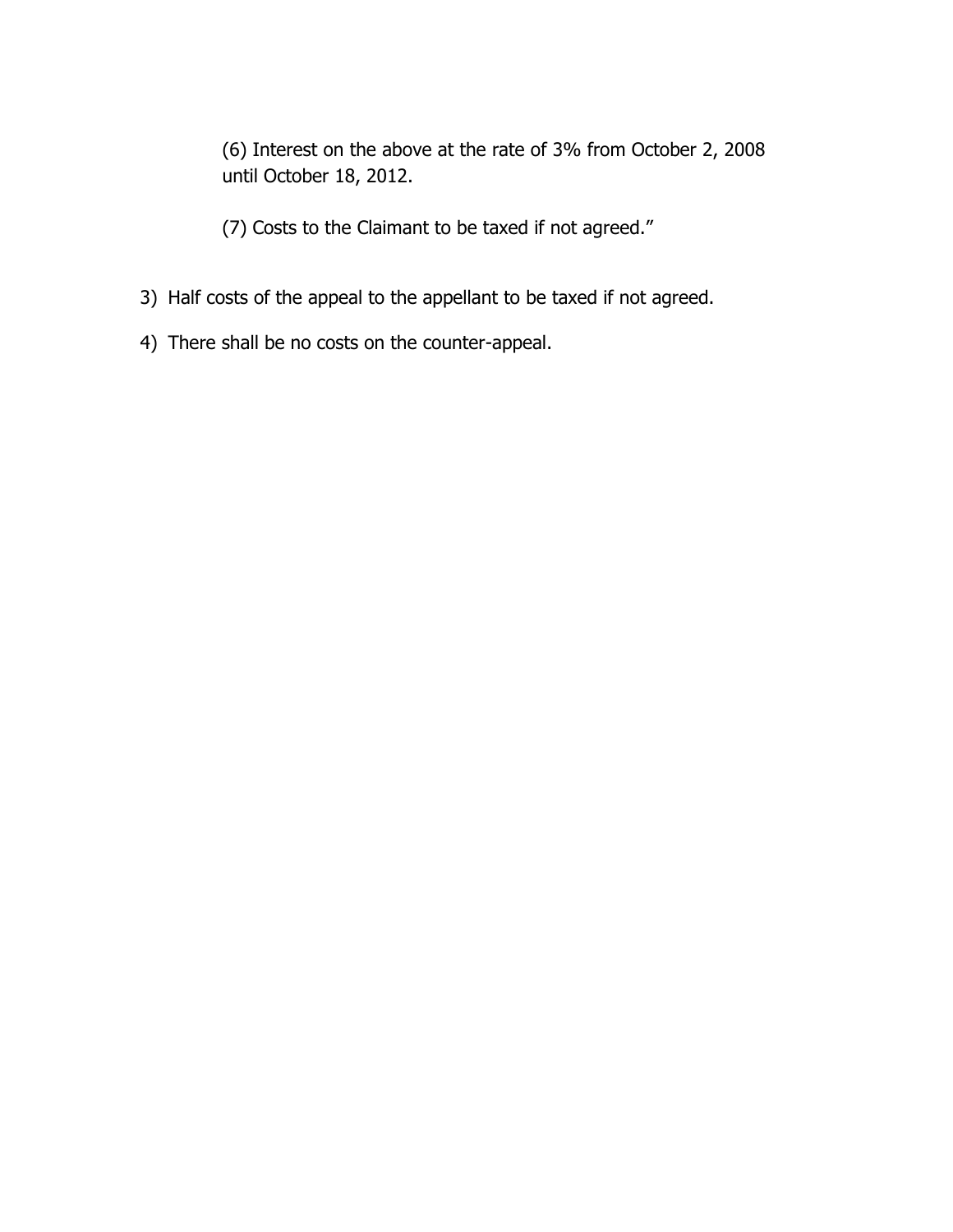(6) Interest on the above at the rate of 3% from October 2, 2008 until October 18, 2012.

(7) Costs to the Claimant to be taxed if not agreed."

3) Half costs of the appeal to the appellant to be taxed if not agreed.

4) There shall be no costs on the counter-appeal.